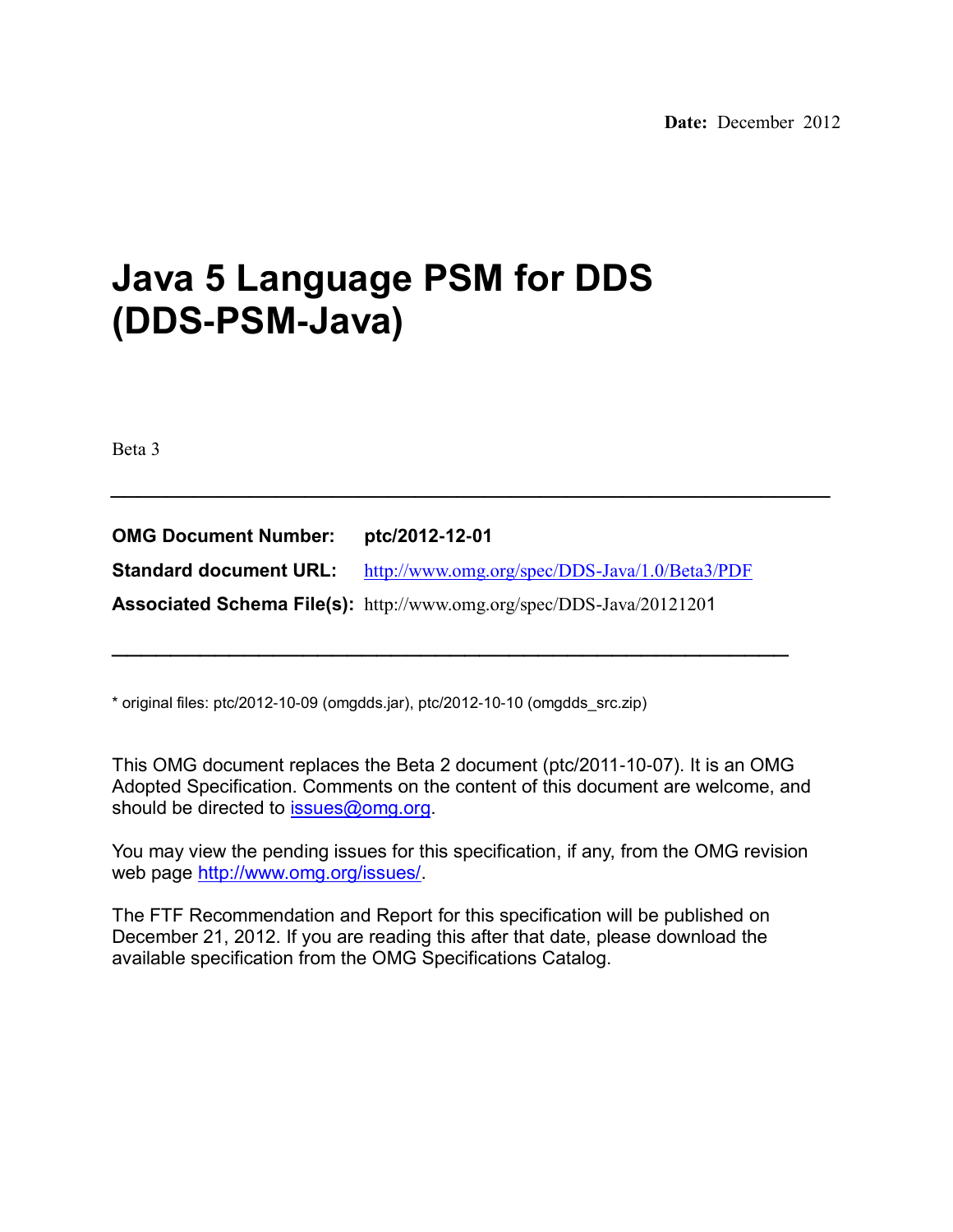**Date:** December 2012

# Java 5 Language PSM for DDS (DDS-PSM-Java)

Beta 3

---

**OMG Document Number:** **ptc/2012-12-01**

**Standard document URL:** http://www.omg.org/spec/DDS-Java/1.0/Beta3/PDF

**Associated Schema File(s):** http://www.omg.org/spec/DDS-Java/20121201

---

* original files: ptc/2012-10-09 (omgdds.jar), ptc/2012-10-10 (omgdds_src.zip)

This OMG document replaces the Beta 2 document (ptc/2011-10-07). It is an OMG Adopted Specification. Comments on the content of this document are welcome, and should be directed to issues@omg.org.

You may view the pending issues for this specification, if any, from the OMG revision web page http://www.omg.org/issues/.

The FTF Recommendation and Report for this specification will be published on December 21, 2012. If you are reading this after that date, please download the available specification from the OMG Specifications Catalog.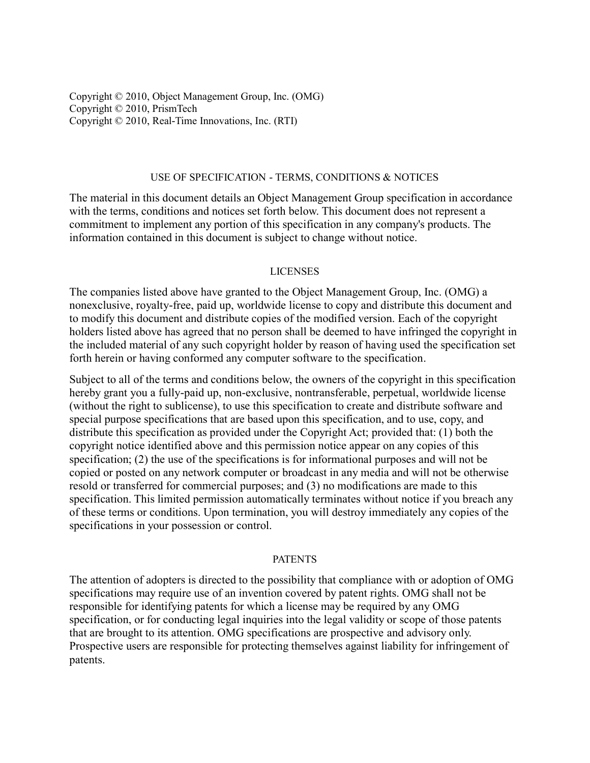Copyright © 2010, Object Management Group, Inc. (OMG)
Copyright © 2010, PrismTech
Copyright © 2010, Real-Time Innovations, Inc. (RTI)

## USE OF SPECIFICATION - TERMS, CONDITIONS & NOTICES

The material in this document details an Object Management Group specification in accordance with the terms, conditions and notices set forth below. This document does not represent a commitment to implement any portion of this specification in any company's products. The information contained in this document is subject to change without notice.

## LICENSES

The companies listed above have granted to the Object Management Group, Inc. (OMG) a nonexclusive, royalty-free, paid up, worldwide license to copy and distribute this document and to modify this document and distribute copies of the modified version. Each of the copyright holders listed above has agreed that no person shall be deemed to have infringed the copyright in the included material of any such copyright holder by reason of having used the specification set forth herein or having conformed any computer software to the specification.

Subject to all of the terms and conditions below, the owners of the copyright in this specification hereby grant you a fully-paid up, non-exclusive, nontransferable, perpetual, worldwide license (without the right to sublicense), to use this specification to create and distribute software and special purpose specifications that are based upon this specification, and to use, copy, and distribute this specification as provided under the Copyright Act; provided that: (1) both the copyright notice identified above and this permission notice appear on any copies of this specification; (2) the use of the specifications is for informational purposes and will not be copied or posted on any network computer or broadcast in any media and will not be otherwise resold or transferred for commercial purposes; and (3) no modifications are made to this specification. This limited permission automatically terminates without notice if you breach any of these terms or conditions. Upon termination, you will destroy immediately any copies of the specifications in your possession or control.

## PATENTS

The attention of adopters is directed to the possibility that compliance with or adoption of OMG specifications may require use of an invention covered by patent rights. OMG shall not be responsible for identifying patents for which a license may be required by any OMG specification, or for conducting legal inquiries into the legal validity or scope of those patents that are brought to its attention. OMG specifications are prospective and advisory only. Prospective users are responsible for protecting themselves against liability for infringement of patents.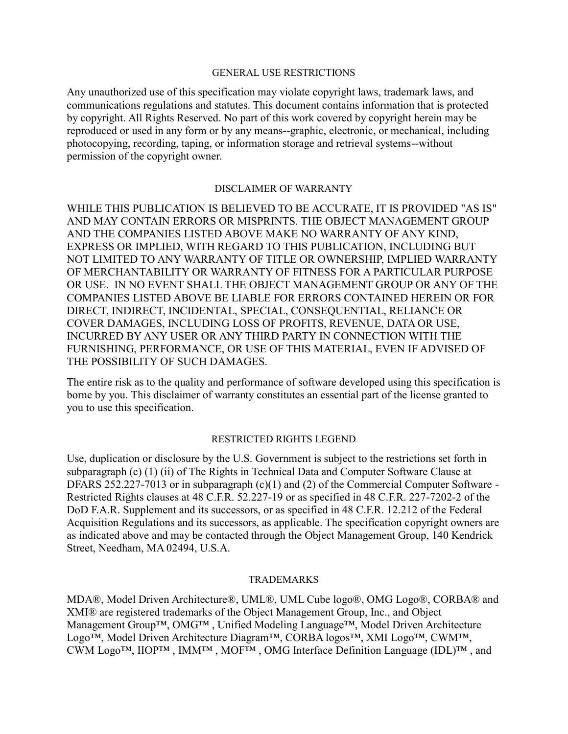## GENERAL USE RESTRICTIONS

Any unauthorized use of this specification may violate copyright laws, trademark laws, and communications regulations and statutes. This document contains information that is protected by copyright. All Rights Reserved. No part of this work covered by copyright herein may be reproduced or used in any form or by any means--graphic, electronic, or mechanical, including photocopying, recording, taping, or information storage and retrieval systems--without permission of the copyright owner.

## DISCLAIMER OF WARRANTY

WHILE THIS PUBLICATION IS BELIEVED TO BE ACCURATE, IT IS PROVIDED "AS IS" AND MAY CONTAIN ERRORS OR MISPRINTS. THE OBJECT MANAGEMENT GROUP AND THE COMPANIES LISTED ABOVE MAKE NO WARRANTY OF ANY KIND, EXPRESS OR IMPLIED, WITH REGARD TO THIS PUBLICATION, INCLUDING BUT NOT LIMITED TO ANY WARRANTY OF TITLE OR OWNERSHIP, IMPLIED WARRANTY OF MERCHANTABILITY OR WARRANTY OF FITNESS FOR A PARTICULAR PURPOSE OR USE. IN NO EVENT SHALL THE OBJECT MANAGEMENT GROUP OR ANY OF THE COMPANIES LISTED ABOVE BE LIABLE FOR ERRORS CONTAINED HEREIN OR FOR DIRECT, INDIRECT, INCIDENTAL, SPECIAL, CONSEQUENTIAL, RELIANCE OR COVER DAMAGES, INCLUDING LOSS OF PROFITS, REVENUE, DATA OR USE, INCURRED BY ANY USER OR ANY THIRD PARTY IN CONNECTION WITH THE FURNISHING, PERFORMANCE, OR USE OF THIS MATERIAL, EVEN IF ADVISED OF THE POSSIBILITY OF SUCH DAMAGES.

The entire risk as to the quality and performance of software developed using this specification is borne by you. This disclaimer of warranty constitutes an essential part of the license granted to you to use this specification.

## RESTRICTED RIGHTS LEGEND

Use, duplication or disclosure by the U.S. Government is subject to the restrictions set forth in subparagraph (c) (1) (ii) of The Rights in Technical Data and Computer Software Clause at DFARS 252.227-7013 or in subparagraph (c)(1) and (2) of the Commercial Computer Software - Restricted Rights clauses at 48 C.F.R. 52.227-19 or as specified in 48 C.F.R. 227-7202-2 of the DoD F.A.R. Supplement and its successors, or as specified in 48 C.F.R. 12.212 of the Federal Acquisition Regulations and its successors, as applicable. The specification copyright owners are as indicated above and may be contacted through the Object Management Group, 140 Kendrick Street, Needham, MA 02494, U.S.A.

## TRADEMARKS

MDA®, Model Driven Architecture®, UML®, UML Cube logo®, OMG Logo®, CORBA® and XMI® are registered trademarks of the Object Management Group, Inc., and Object Management Group™, OMG™ , Unified Modeling Language™, Model Driven Architecture Logo™, Model Driven Architecture Diagram™, CORBA logos™, XMI Logo™, CWM™, CWM Logo™, IIOP™ , IMM™ , MOF™ , OMG Interface Definition Language (IDL)™ , and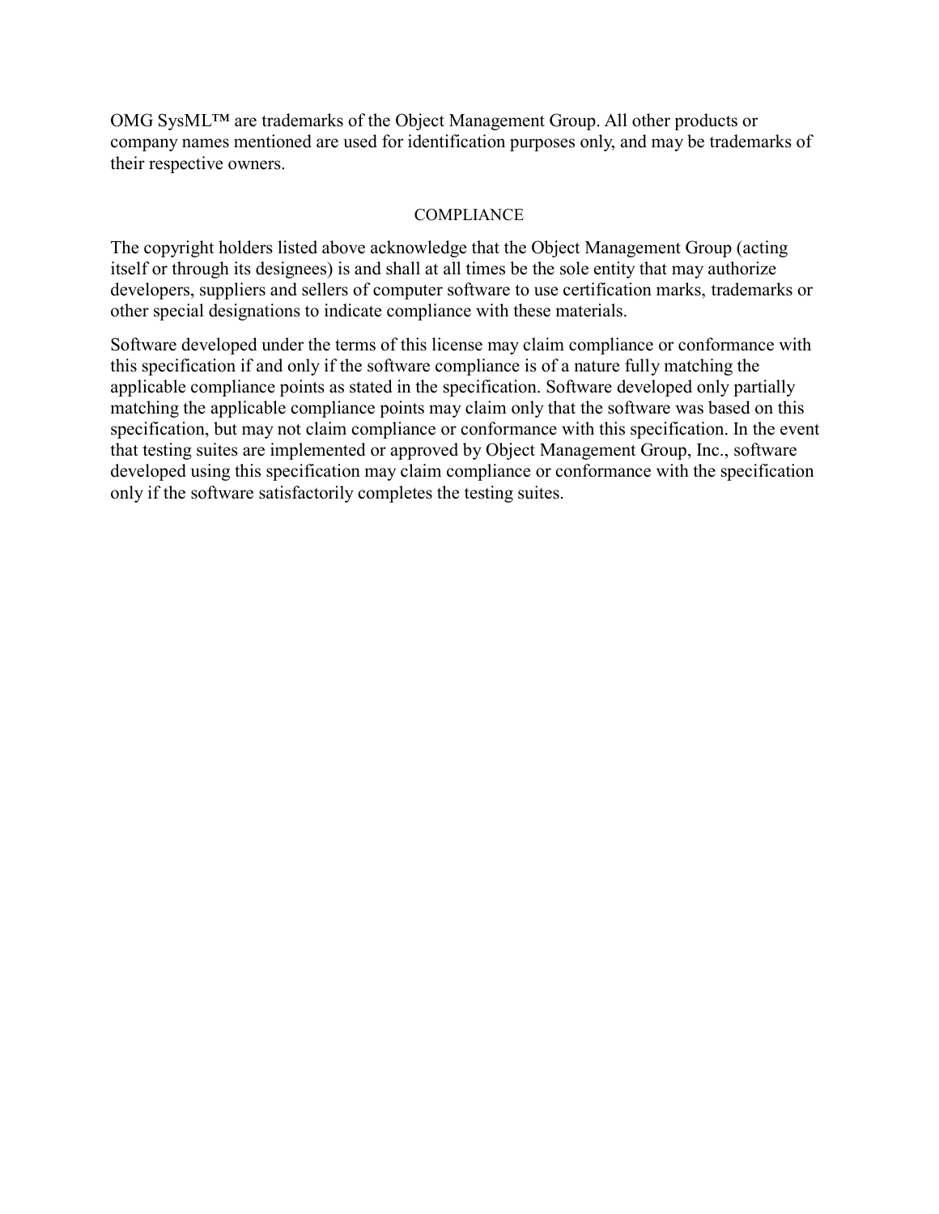OMG SysML™ are trademarks of the Object Management Group. All other products or company names mentioned are used for identification purposes only, and may be trademarks of their respective owners.

## COMPLIANCE

The copyright holders listed above acknowledge that the Object Management Group (acting itself or through its designees) is and shall at all times be the sole entity that may authorize developers, suppliers and sellers of computer software to use certification marks, trademarks or other special designations to indicate compliance with these materials.

Software developed under the terms of this license may claim compliance or conformance with this specification if and only if the software compliance is of a nature fully matching the applicable compliance points as stated in the specification. Software developed only partially matching the applicable compliance points may claim only that the software was based on this specification, but may not claim compliance or conformance with this specification. In the event that testing suites are implemented or approved by Object Management Group, Inc., software developed using this specification may claim compliance or conformance with the specification only if the software satisfactorily completes the testing suites.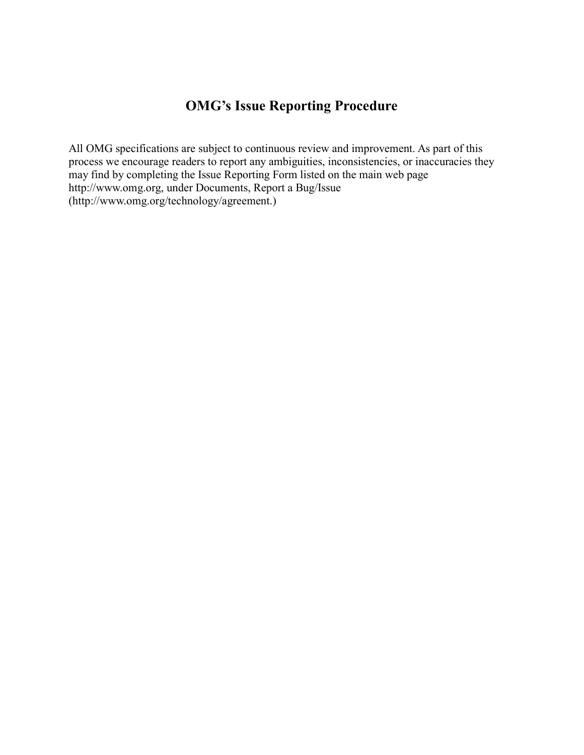# OMG's Issue Reporting Procedure

All OMG specifications are subject to continuous review and improvement. As part of this process we encourage readers to report any ambiguities, inconsistencies, or inaccuracies they may find by completing the Issue Reporting Form listed on the main web page http://www.omg.org, under Documents, Report a Bug/Issue (http://www.omg.org/technology/agreement.)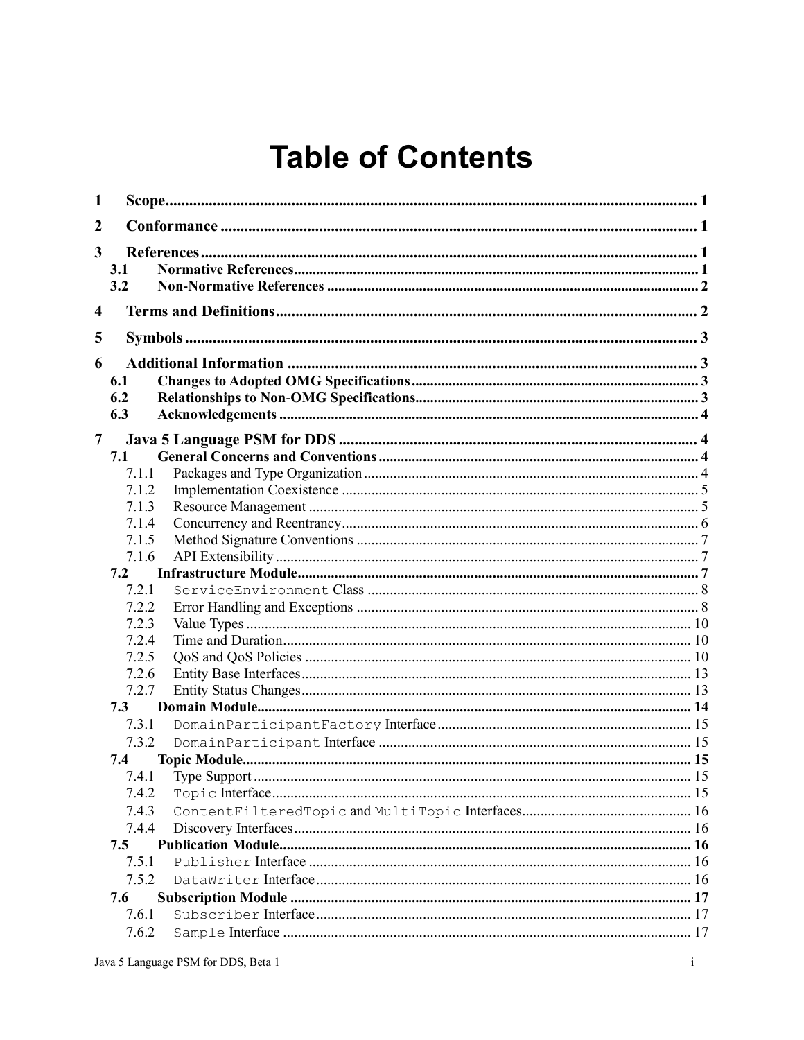# Table of Contents

| | | |
|---|---|---|
| **1** | **Scope** | **1** |
| **2** | **Conformance** | **1** |
| **3** | **References** | **1** |
| **3.1** | **Normative References** | **1** |
| **3.2** | **Non-Normative References** | **2** |
| **4** | **Terms and Definitions** | **2** |
| **5** | **Symbols** | **3** |
| **6** | **Additional Information** | **3** |
| **6.1** | **Changes to Adopted OMG Specifications** | **3** |
| **6.2** | **Relationships to Non-OMG Specifications** | **3** |
| **6.3** | **Acknowledgements** | **4** |
| **7** | **Java 5 Language PSM for DDS** | **4** |
| **7.1** | **General Concerns and Conventions** | **4** |
| 7.1.1 | Packages and Type Organization | 4 |
| 7.1.2 | Implementation Coexistence | 5 |
| 7.1.3 | Resource Management | 5 |
| 7.1.4 | Concurrency and Reentrancy | 6 |
| 7.1.5 | Method Signature Conventions | 7 |
| 7.1.6 | API Extensibility | 7 |
| **7.2** | **Infrastructure Module** | **7** |
| 7.2.1 | `ServiceEnvironment` Class | 8 |
| 7.2.2 | Error Handling and Exceptions | 8 |
| 7.2.3 | Value Types | 10 |
| 7.2.4 | Time and Duration | 10 |
| 7.2.5 | QoS and QoS Policies | 10 |
| 7.2.6 | Entity Base Interfaces | 13 |
| 7.2.7 | Entity Status Changes | 13 |
| **7.3** | **Domain Module** | **14** |
| 7.3.1 | `DomainParticipantFactory` Interface | 15 |
| 7.3.2 | `DomainParticipant` Interface | 15 |
| **7.4** | **Topic Module** | **15** |
| 7.4.1 | Type Support | 15 |
| 7.4.2 | `Topic` Interface | 15 |
| 7.4.3 | `ContentFilteredTopic` and `MultiTopic` Interfaces | 16 |
| 7.4.4 | Discovery Interfaces | 16 |
| **7.5** | **Publication Module** | **16** |
| 7.5.1 | `Publisher` Interface | 16 |
| 7.5.2 | `DataWriter` Interface | 16 |
| **7.6** | **Subscription Module** | **17** |
| 7.6.1 | `Subscriber` Interface | 17 |
| 7.6.2 | `Sample` Interface | 17 |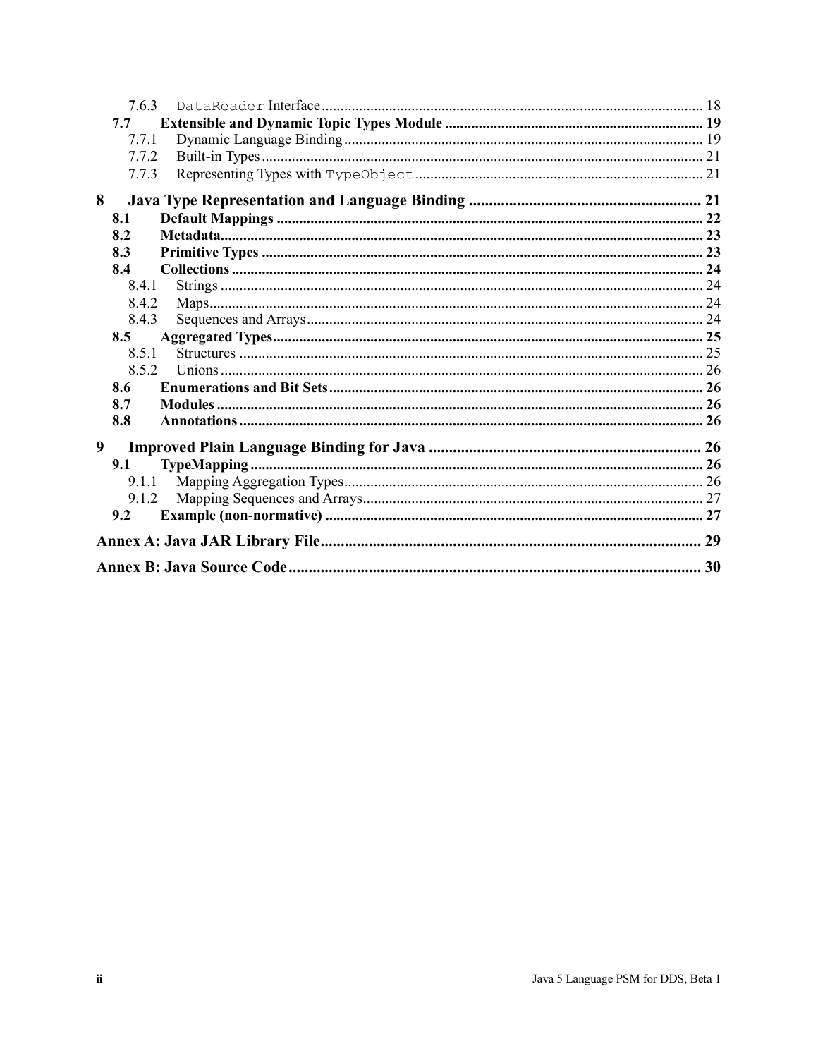- 7.6.3 `DataReader` Interface ..... 18
- **7.7 Extensible and Dynamic Topic Types Module ..... 19**
  - 7.7.1 Dynamic Language Binding ..... 19
  - 7.7.2 Built-in Types ..... 21
  - 7.7.3 Representing Types with `TypeObject` ..... 21

**8 Java Type Representation and Language Binding ..... 21**

- **8.1 Default Mappings ..... 22**
- **8.2 Metadata ..... 23**
- **8.3 Primitive Types ..... 23**
- **8.4 Collections ..... 24**
  - 8.4.1 Strings ..... 24
  - 8.4.2 Maps ..... 24
  - 8.4.3 Sequences and Arrays ..... 24
- **8.5 Aggregated Types ..... 25**
  - 8.5.1 Structures ..... 25
  - 8.5.2 Unions ..... 26
- **8.6 Enumerations and Bit Sets ..... 26**
- **8.7 Modules ..... 26**
- **8.8 Annotations ..... 26**

**9 Improved Plain Language Binding for Java ..... 26**

- **9.1 TypeMapping ..... 26**
  - 9.1.1 Mapping Aggregation Types ..... 26
  - 9.1.2 Mapping Sequences and Arrays ..... 27
- **9.2 Example (non-normative) ..... 27**

**Annex A: Java JAR Library File ..... 29**

**Annex B: Java Source Code ..... 30**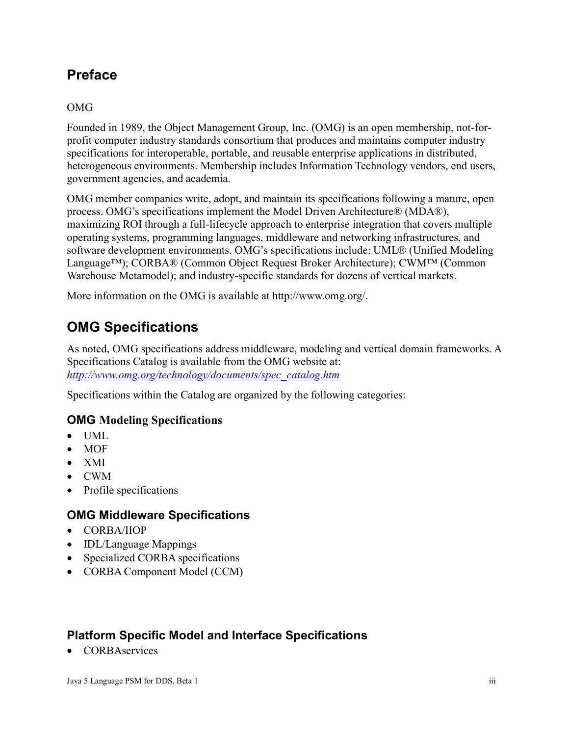## Preface

OMG

Founded in 1989, the Object Management Group, Inc. (OMG) is an open membership, not-for-profit computer industry standards consortium that produces and maintains computer industry specifications for interoperable, portable, and reusable enterprise applications in distributed, heterogeneous environments. Membership includes Information Technology vendors, end users, government agencies, and academia.

OMG member companies write, adopt, and maintain its specifications following a mature, open process. OMG's specifications implement the Model Driven Architecture® (MDA®), maximizing ROI through a full-lifecycle approach to enterprise integration that covers multiple operating systems, programming languages, middleware and networking infrastructures, and software development environments. OMG's specifications include: UML® (Unified Modeling Language™); CORBA® (Common Object Request Broker Architecture); CWM™ (Common Warehouse Metamodel); and industry-specific standards for dozens of vertical markets.

More information on the OMG is available at http://www.omg.org/.

## OMG Specifications

As noted, OMG specifications address middleware, modeling and vertical domain frameworks. A Specifications Catalog is available from the OMG website at: *http://www.omg.org/technology/documents/spec_catalog.htm*

Specifications within the Catalog are organized by the following categories:

### OMG Modeling Specifications

- UML
- MOF
- XMI
- CWM
- Profile specifications

### OMG Middleware Specifications

- CORBA/IIOP
- IDL/Language Mappings
- Specialized CORBA specifications
- CORBA Component Model (CCM)

### Platform Specific Model and Interface Specifications

- CORBAservices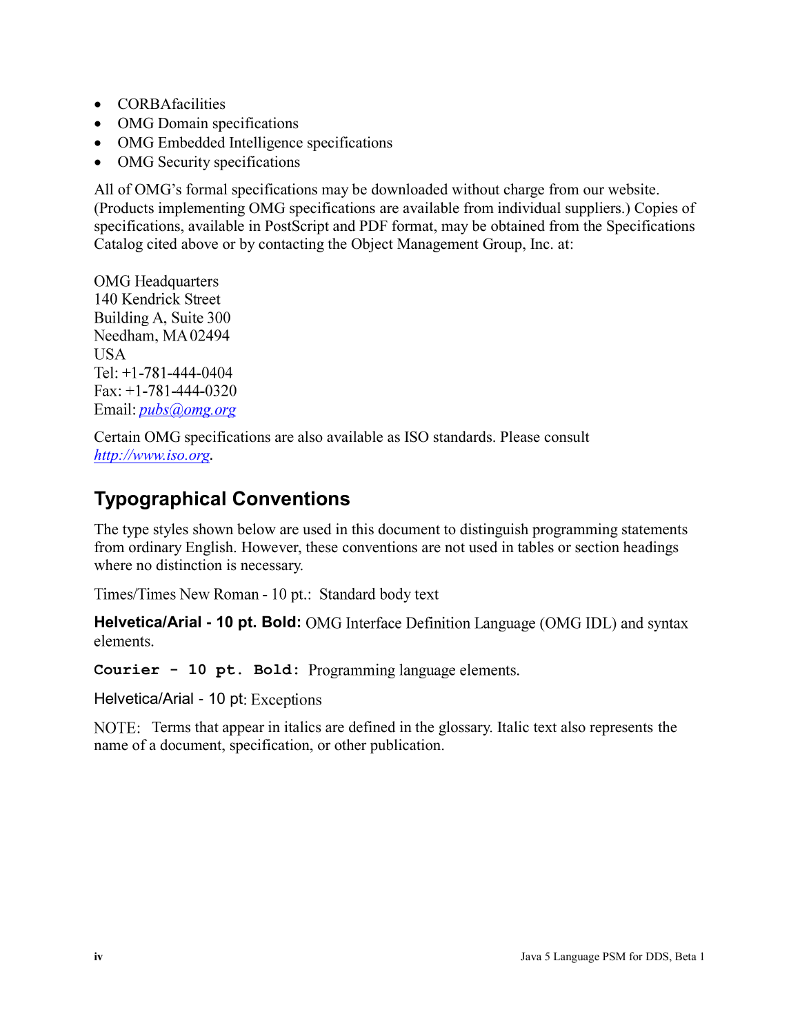- CORBAfacilities
- OMG Domain specifications
- OMG Embedded Intelligence specifications
- OMG Security specifications

All of OMG's formal specifications may be downloaded without charge from our website. (Products implementing OMG specifications are available from individual suppliers.) Copies of specifications, available in PostScript and PDF format, may be obtained from the Specifications Catalog cited above or by contacting the Object Management Group, Inc. at:

OMG Headquarters
140 Kendrick Street
Building A, Suite 300
Needham, MA 02494
USA
Tel: +1-781-444-0404
Fax: +1-781-444-0320
Email: *pubs@omg.org*

Certain OMG specifications are also available as ISO standards. Please consult *http://www.iso.org*.

## Typographical Conventions

The type styles shown below are used in this document to distinguish programming statements from ordinary English. However, these conventions are not used in tables or section headings where no distinction is necessary.

Times/Times New Roman - 10 pt.: Standard body text

**Helvetica/Arial - 10 pt. Bold:** OMG Interface Definition Language (OMG IDL) and syntax elements.

**`Courier - 10 pt. Bold:`** Programming language elements.

Helvetica/Arial - 10 pt: Exceptions

NOTE: Terms that appear in italics are defined in the glossary. Italic text also represents the name of a document, specification, or other publication.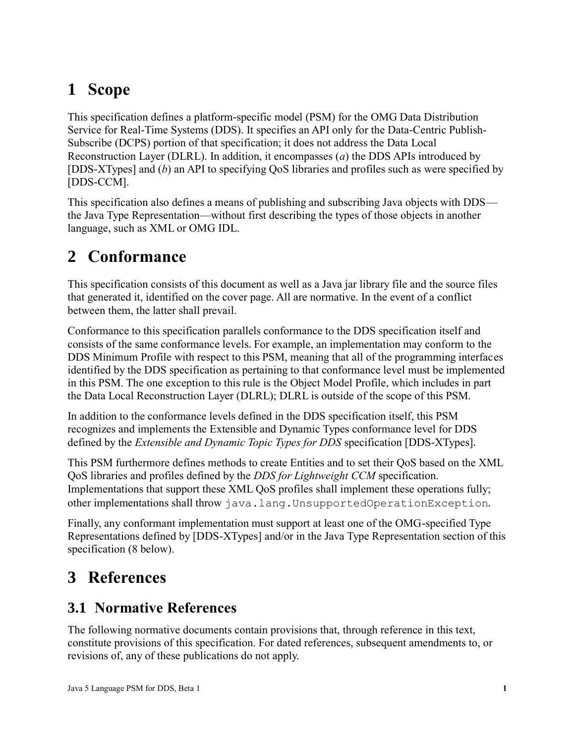# 1 Scope

This specification defines a platform-specific model (PSM) for the OMG Data Distribution Service for Real-Time Systems (DDS). It specifies an API only for the Data-Centric Publish-Subscribe (DCPS) portion of that specification; it does not address the Data Local Reconstruction Layer (DLRL). In addition, it encompasses (*a*) the DDS APIs introduced by [DDS-XTypes] and (*b*) an API to specifying QoS libraries and profiles such as were specified by [DDS-CCM].

This specification also defines a means of publishing and subscribing Java objects with DDS—the Java Type Representation—without first describing the types of those objects in another language, such as XML or OMG IDL.

# 2 Conformance

This specification consists of this document as well as a Java jar library file and the source files that generated it, identified on the cover page. All are normative. In the event of a conflict between them, the latter shall prevail.

Conformance to this specification parallels conformance to the DDS specification itself and consists of the same conformance levels. For example, an implementation may conform to the DDS Minimum Profile with respect to this PSM, meaning that all of the programming interfaces identified by the DDS specification as pertaining to that conformance level must be implemented in this PSM. The one exception to this rule is the Object Model Profile, which includes in part the Data Local Reconstruction Layer (DLRL); DLRL is outside of the scope of this PSM.

In addition to the conformance levels defined in the DDS specification itself, this PSM recognizes and implements the Extensible and Dynamic Types conformance level for DDS defined by the *Extensible and Dynamic Topic Types for DDS* specification [DDS-XTypes].

This PSM furthermore defines methods to create Entities and to set their QoS based on the XML QoS libraries and profiles defined by the *DDS for Lightweight CCM* specification. Implementations that support these XML QoS profiles shall implement these operations fully; other implementations shall throw `java.lang.UnsupportedOperationException`.

Finally, any conformant implementation must support at least one of the OMG-specified Type Representations defined by [DDS-XTypes] and/or in the Java Type Representation section of this specification (8 below).

# 3 References

## 3.1 Normative References

The following normative documents contain provisions that, through reference in this text, constitute provisions of this specification. For dated references, subsequent amendments to, or revisions of, any of these publications do not apply.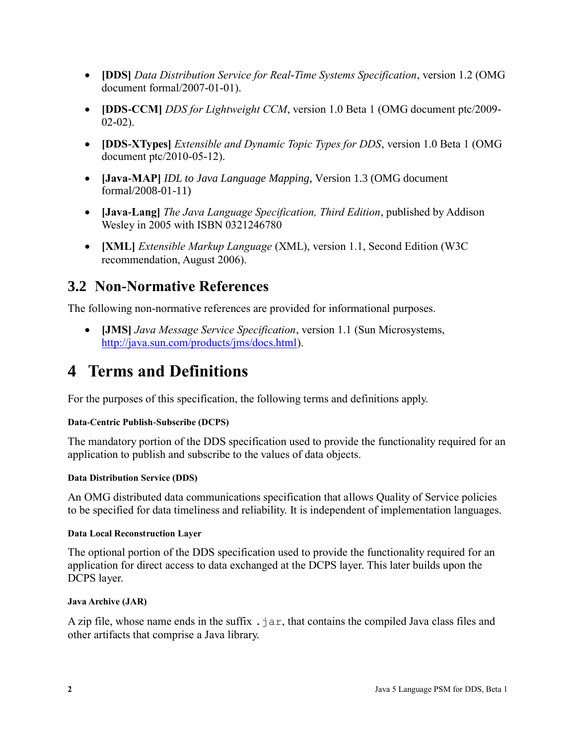- **[DDS]** *Data Distribution Service for Real-Time Systems Specification*, version 1.2 (OMG document formal/2007-01-01).
- **[DDS-CCM]** *DDS for Lightweight CCM*, version 1.0 Beta 1 (OMG document ptc/2009-02-02).
- **[DDS-XTypes]** *Extensible and Dynamic Topic Types for DDS*, version 1.0 Beta 1 (OMG document ptc/2010-05-12).
- **[Java-MAP]** *IDL to Java Language Mapping*, Version 1.3 (OMG document formal/2008-01-11)
- **[Java-Lang]** *The Java Language Specification, Third Edition*, published by Addison Wesley in 2005 with ISBN 0321246780
- **[XML]** *Extensible Markup Language* (XML), version 1.1, Second Edition (W3C recommendation, August 2006).

## 3.2 Non-Normative References

The following non-normative references are provided for informational purposes.

- **[JMS]** *Java Message Service Specification*, version 1.1 (Sun Microsystems, http://java.sun.com/products/jms/docs.html).

# 4 Terms and Definitions

For the purposes of this specification, the following terms and definitions apply.

#### Data-Centric Publish-Subscribe (DCPS)

The mandatory portion of the DDS specification used to provide the functionality required for an application to publish and subscribe to the values of data objects.

#### Data Distribution Service (DDS)

An OMG distributed data communications specification that allows Quality of Service policies to be specified for data timeliness and reliability. It is independent of implementation languages.

#### Data Local Reconstruction Layer

The optional portion of the DDS specification used to provide the functionality required for an application for direct access to data exchanged at the DCPS layer. This later builds upon the DCPS layer.

#### Java Archive (JAR)

A zip file, whose name ends in the suffix `.jar`, that contains the compiled Java class files and other artifacts that comprise a Java library.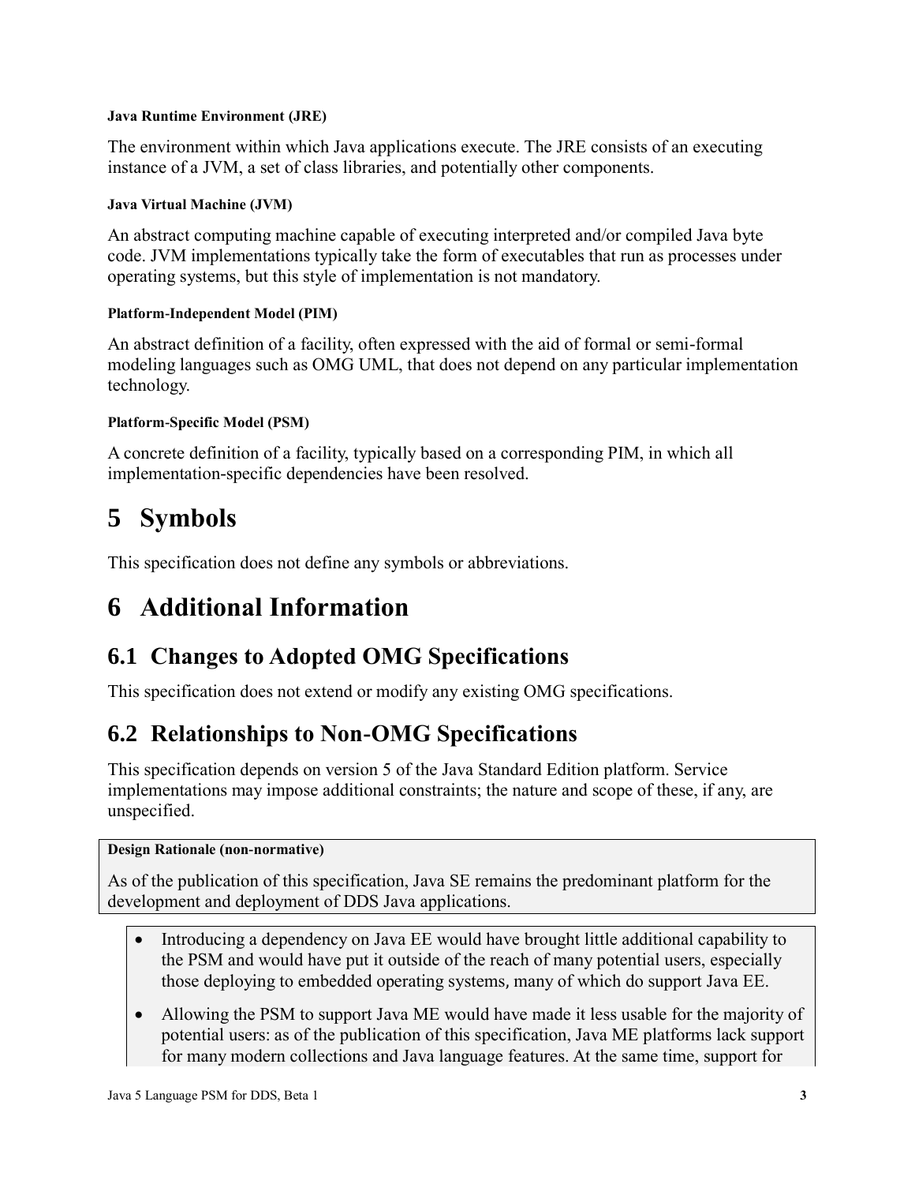#### Java Runtime Environment (JRE)

The environment within which Java applications execute. The JRE consists of an executing instance of a JVM, a set of class libraries, and potentially other components.

#### Java Virtual Machine (JVM)

An abstract computing machine capable of executing interpreted and/or compiled Java byte code. JVM implementations typically take the form of executables that run as processes under operating systems, but this style of implementation is not mandatory.

#### Platform-Independent Model (PIM)

An abstract definition of a facility, often expressed with the aid of formal or semi-formal modeling languages such as OMG UML, that does not depend on any particular implementation technology.

#### Platform-Specific Model (PSM)

A concrete definition of a facility, typically based on a corresponding PIM, in which all implementation-specific dependencies have been resolved.

# 5 Symbols

This specification does not define any symbols or abbreviations.

# 6 Additional Information

## 6.1 Changes to Adopted OMG Specifications

This specification does not extend or modify any existing OMG specifications.

## 6.2 Relationships to Non-OMG Specifications

This specification depends on version 5 of the Java Standard Edition platform. Service implementations may impose additional constraints; the nature and scope of these, if any, are unspecified.

**Design Rationale (non-normative)**

As of the publication of this specification, Java SE remains the predominant platform for the development and deployment of DDS Java applications.

- Introducing a dependency on Java EE would have brought little additional capability to the PSM and would have put it outside of the reach of many potential users, especially those deploying to embedded operating systems, many of which do support Java EE.
- Allowing the PSM to support Java ME would have made it less usable for the majority of potential users: as of the publication of this specification, Java ME platforms lack support for many modern collections and Java language features. At the same time, support for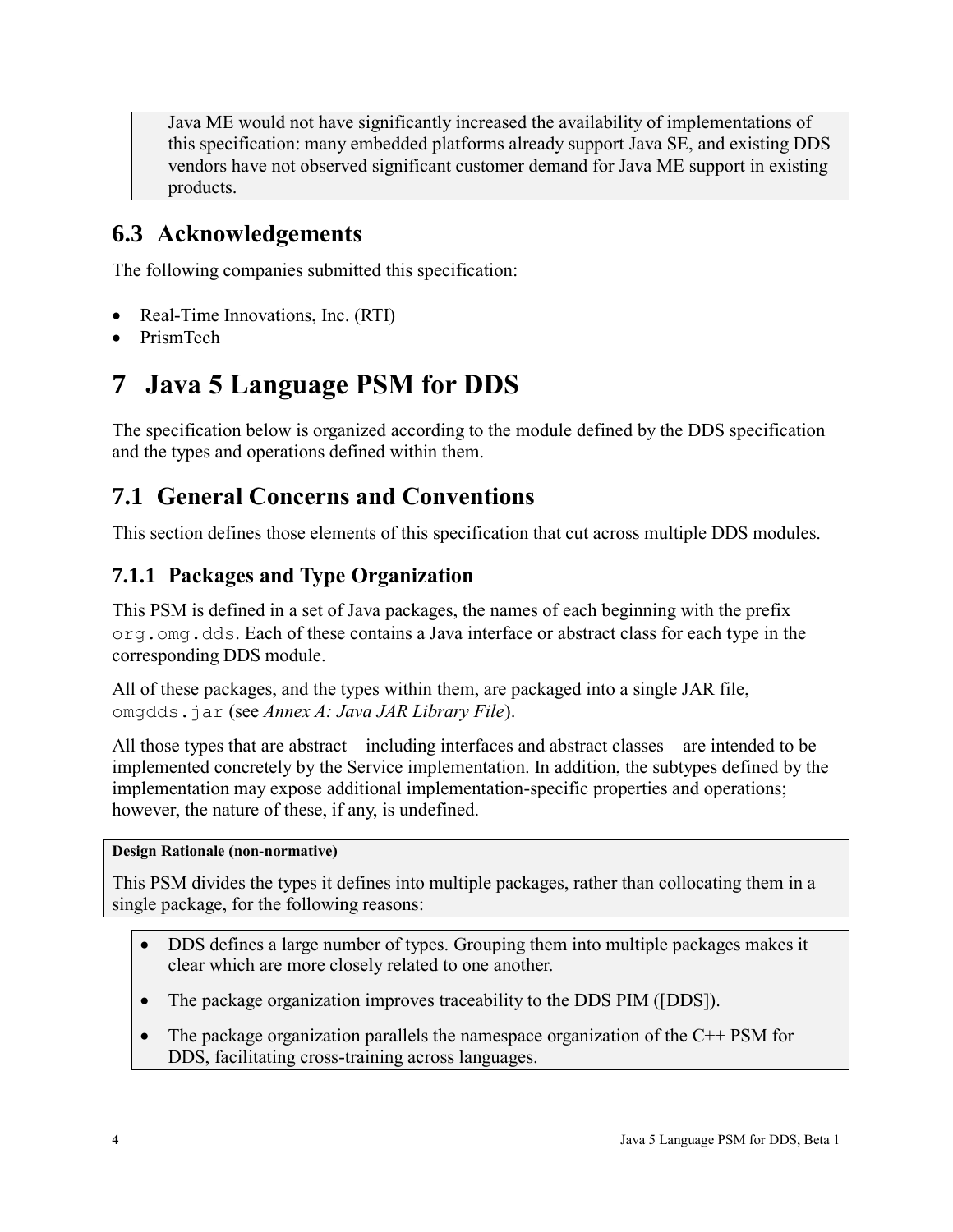Java ME would not have significantly increased the availability of implementations of this specification: many embedded platforms already support Java SE, and existing DDS vendors have not observed significant customer demand for Java ME support in existing products.

## 6.3 Acknowledgements

The following companies submitted this specification:

- Real-Time Innovations, Inc. (RTI)
- PrismTech

# 7 Java 5 Language PSM for DDS

The specification below is organized according to the module defined by the DDS specification and the types and operations defined within them.

## 7.1 General Concerns and Conventions

This section defines those elements of this specification that cut across multiple DDS modules.

### 7.1.1 Packages and Type Organization

This PSM is defined in a set of Java packages, the names of each beginning with the prefix `org.omg.dds`. Each of these contains a Java interface or abstract class for each type in the corresponding DDS module.

All of these packages, and the types within them, are packaged into a single JAR file, `omgdds.jar` (see *Annex A: Java JAR Library File*).

All those types that are abstract—including interfaces and abstract classes—are intended to be implemented concretely by the Service implementation. In addition, the subtypes defined by the implementation may expose additional implementation-specific properties and operations; however, the nature of these, if any, is undefined.

**Design Rationale (non-normative)**

This PSM divides the types it defines into multiple packages, rather than collocating them in a single package, for the following reasons:

- DDS defines a large number of types. Grouping them into multiple packages makes it clear which are more closely related to one another.
- The package organization improves traceability to the DDS PIM ([DDS]).
- The package organization parallels the namespace organization of the C++ PSM for DDS, facilitating cross-training across languages.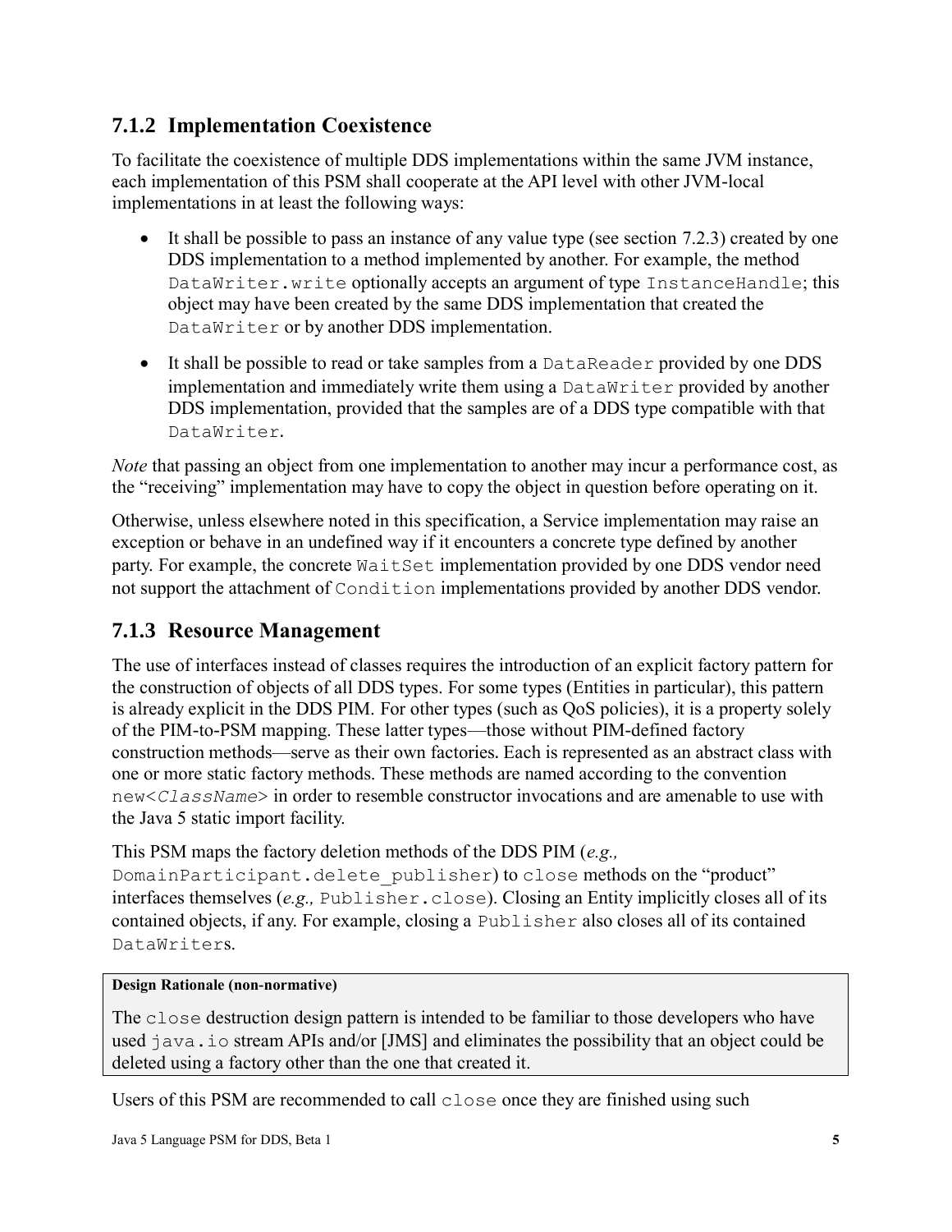### 7.1.2 Implementation Coexistence

To facilitate the coexistence of multiple DDS implementations within the same JVM instance, each implementation of this PSM shall cooperate at the API level with other JVM-local implementations in at least the following ways:

- It shall be possible to pass an instance of any value type (see section 7.2.3) created by one DDS implementation to a method implemented by another. For example, the method `DataWriter.write` optionally accepts an argument of type `InstanceHandle`; this object may have been created by the same DDS implementation that created the `DataWriter` or by another DDS implementation.
- It shall be possible to read or take samples from a `DataReader` provided by one DDS implementation and immediately write them using a `DataWriter` provided by another DDS implementation, provided that the samples are of a DDS type compatible with that `DataWriter`.

*Note* that passing an object from one implementation to another may incur a performance cost, as the "receiving" implementation may have to copy the object in question before operating on it.

Otherwise, unless elsewhere noted in this specification, a Service implementation may raise an exception or behave in an undefined way if it encounters a concrete type defined by another party. For example, the concrete `WaitSet` implementation provided by one DDS vendor need not support the attachment of `Condition` implementations provided by another DDS vendor.

### 7.1.3 Resource Management

The use of interfaces instead of classes requires the introduction of an explicit factory pattern for the construction of objects of all DDS types. For some types (Entities in particular), this pattern is already explicit in the DDS PIM. For other types (such as QoS policies), it is a property solely of the PIM-to-PSM mapping. These latter types—those without PIM-defined factory construction methods—serve as their own factories. Each is represented as an abstract class with one or more static factory methods. These methods are named according to the convention `new<`*`ClassName`*`>` in order to resemble constructor invocations and are amenable to use with the Java 5 static import facility.

This PSM maps the factory deletion methods of the DDS PIM (*e.g.,* `DomainParticipant.delete_publisher`) to `close` methods on the "product" interfaces themselves (*e.g.,* `Publisher.close`). Closing an Entity implicitly closes all of its contained objects, if any. For example, closing a `Publisher` also closes all of its contained `DataWriter`s.

> **Design Rationale (non-normative)**
>
> The `close` destruction design pattern is intended to be familiar to those developers who have used `java.io` stream APIs and/or [JMS] and eliminates the possibility that an object could be deleted using a factory other than the one that created it.

Users of this PSM are recommended to call `close` once they are finished using such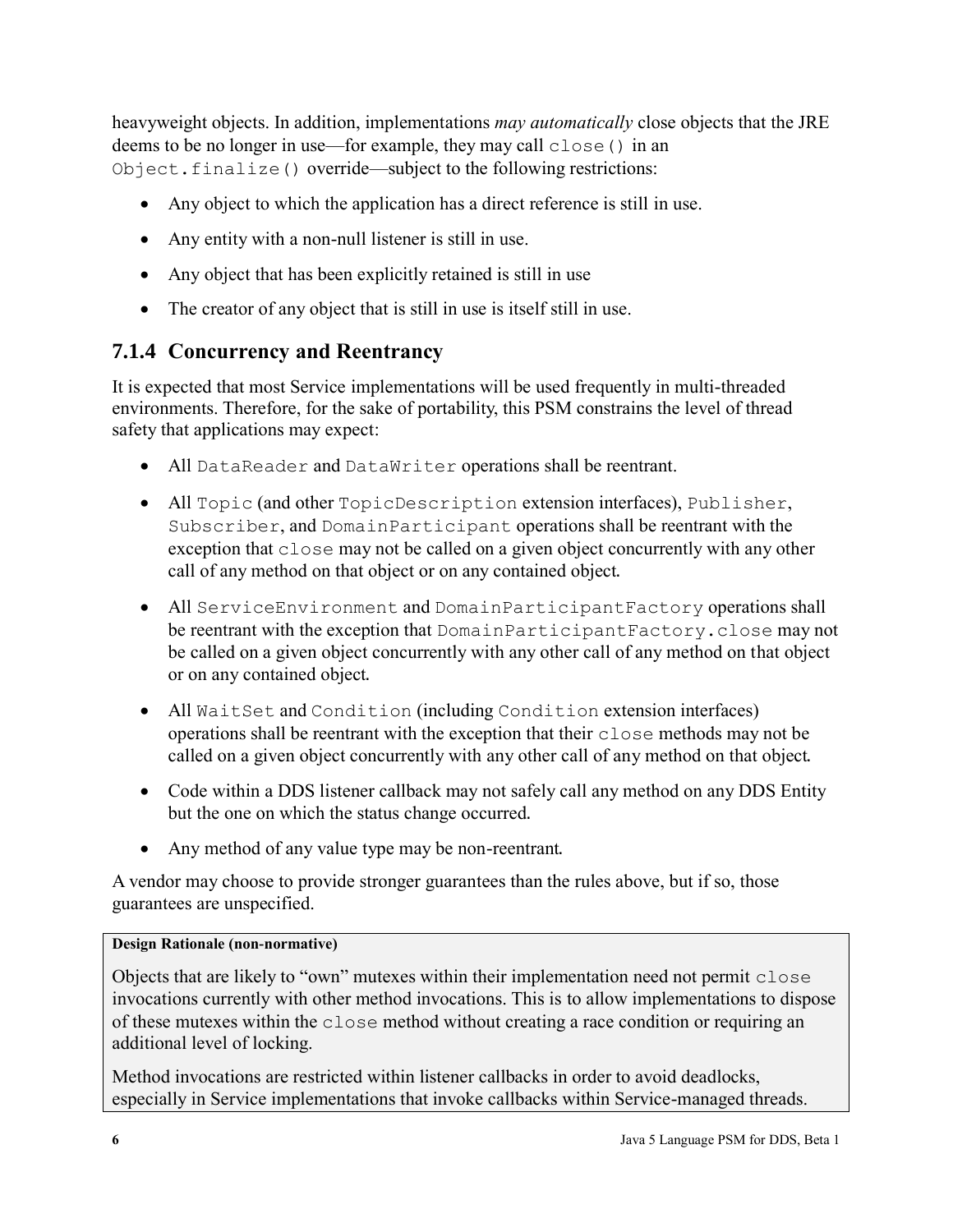heavyweight objects. In addition, implementations *may automatically* close objects that the JRE deems to be no longer in use—for example, they may call `close()` in an `Object.finalize()` override—subject to the following restrictions:

- Any object to which the application has a direct reference is still in use.
- Any entity with a non-null listener is still in use.
- Any object that has been explicitly retained is still in use
- The creator of any object that is still in use is itself still in use.

### 7.1.4 Concurrency and Reentrancy

It is expected that most Service implementations will be used frequently in multi-threaded environments. Therefore, for the sake of portability, this PSM constrains the level of thread safety that applications may expect:

- All `DataReader` and `DataWriter` operations shall be reentrant.
- All `Topic` (and other `TopicDescription` extension interfaces), `Publisher`, `Subscriber`, and `DomainParticipant` operations shall be reentrant with the exception that `close` may not be called on a given object concurrently with any other call of any method on that object or on any contained object.
- All `ServiceEnvironment` and `DomainParticipantFactory` operations shall be reentrant with the exception that `DomainParticipantFactory.close` may not be called on a given object concurrently with any other call of any method on that object or on any contained object.
- All `WaitSet` and `Condition` (including `Condition` extension interfaces) operations shall be reentrant with the exception that their `close` methods may not be called on a given object concurrently with any other call of any method on that object.
- Code within a DDS listener callback may not safely call any method on any DDS Entity but the one on which the status change occurred.
- Any method of any value type may be non-reentrant.

A vendor may choose to provide stronger guarantees than the rules above, but if so, those guarantees are unspecified.

**Design Rationale (non-normative)**

Objects that are likely to "own" mutexes within their implementation need not permit `close` invocations currently with other method invocations. This is to allow implementations to dispose of these mutexes within the `close` method without creating a race condition or requiring an additional level of locking.

Method invocations are restricted within listener callbacks in order to avoid deadlocks, especially in Service implementations that invoke callbacks within Service-managed threads.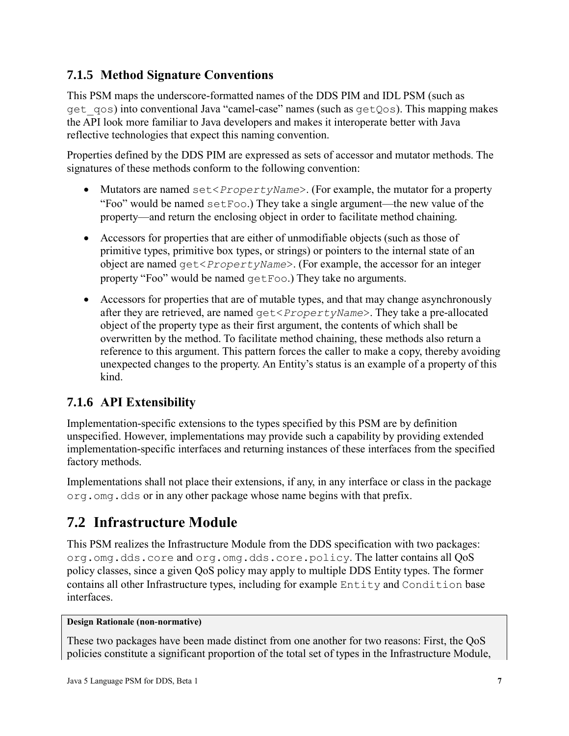### 7.1.5 Method Signature Conventions

This PSM maps the underscore-formatted names of the DDS PIM and IDL PSM (such as `get_qos`) into conventional Java "camel-case" names (such as `getQos`). This mapping makes the API look more familiar to Java developers and makes it interoperate better with Java reflective technologies that expect this naming convention.

Properties defined by the DDS PIM are expressed as sets of accessor and mutator methods. The signatures of these methods conform to the following convention:

- Mutators are named `set<PropertyName>`. (For example, the mutator for a property "Foo" would be named `setFoo`.) They take a single argument—the new value of the property—and return the enclosing object in order to facilitate method chaining.
- Accessors for properties that are either of unmodifiable objects (such as those of primitive types, primitive box types, or strings) or pointers to the internal state of an object are named `get<PropertyName>`. (For example, the accessor for an integer property "Foo" would be named `getFoo`.) They take no arguments.
- Accessors for properties that are of mutable types, and that may change asynchronously after they are retrieved, are named `get<PropertyName>`. They take a pre-allocated object of the property type as their first argument, the contents of which shall be overwritten by the method. To facilitate method chaining, these methods also return a reference to this argument. This pattern forces the caller to make a copy, thereby avoiding unexpected changes to the property. An Entity's status is an example of a property of this kind.

### 7.1.6 API Extensibility

Implementation-specific extensions to the types specified by this PSM are by definition unspecified. However, implementations may provide such a capability by providing extended implementation-specific interfaces and returning instances of these interfaces from the specified factory methods.

Implementations shall not place their extensions, if any, in any interface or class in the package `org.omg.dds` or in any other package whose name begins with that prefix.

## 7.2 Infrastructure Module

This PSM realizes the Infrastructure Module from the DDS specification with two packages: `org.omg.dds.core` and `org.omg.dds.core.policy`. The latter contains all QoS policy classes, since a given QoS policy may apply to multiple DDS Entity types. The former contains all other Infrastructure types, including for example `Entity` and `Condition` base interfaces.

**Design Rationale (non-normative)**

These two packages have been made distinct from one another for two reasons: First, the QoS policies constitute a significant proportion of the total set of types in the Infrastructure Module,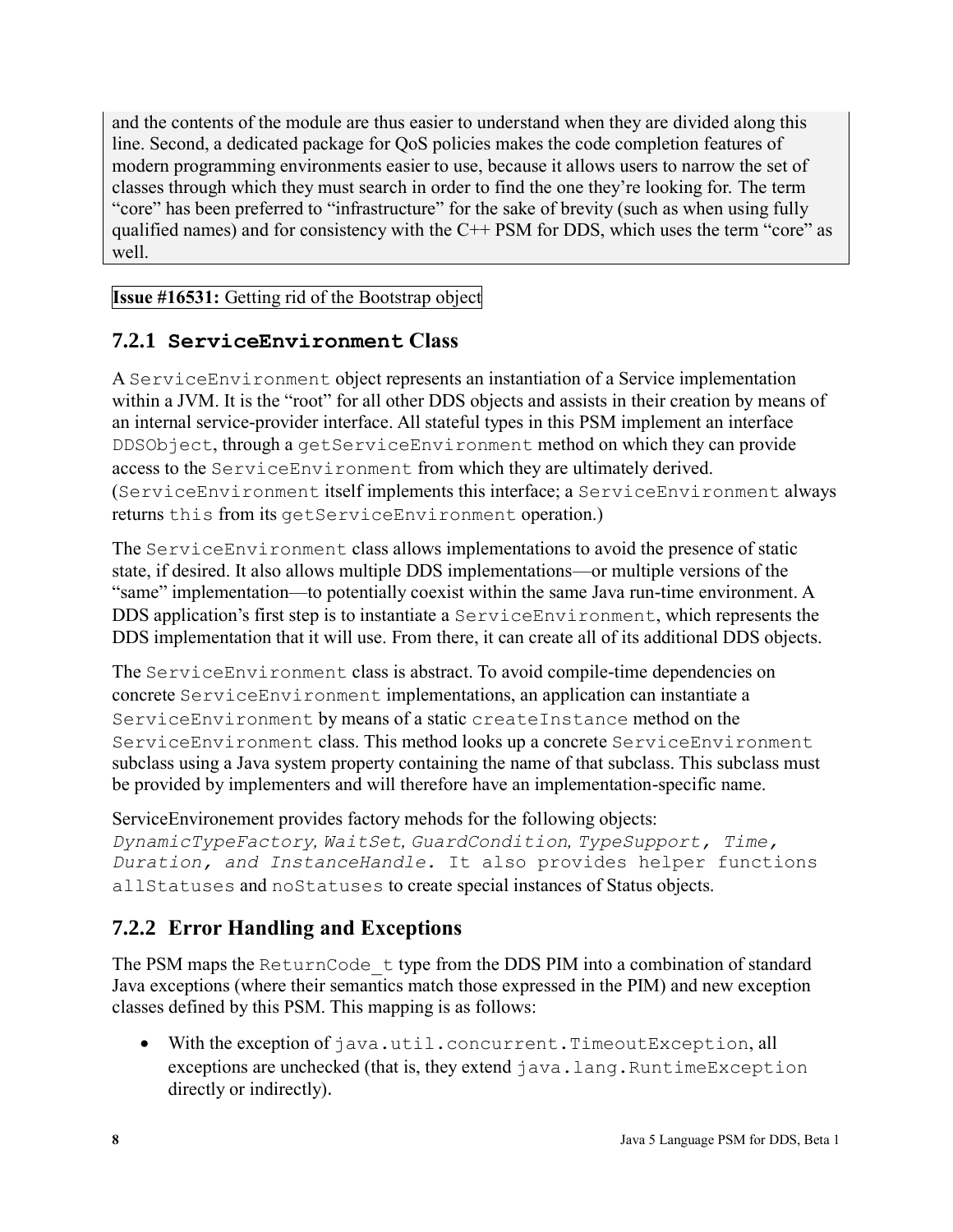and the contents of the module are thus easier to understand when they are divided along this line. Second, a dedicated package for QoS policies makes the code completion features of modern programming environments easier to use, because it allows users to narrow the set of classes through which they must search in order to find the one they're looking for. The term "core" has been preferred to "infrastructure" for the sake of brevity (such as when using fully qualified names) and for consistency with the C++ PSM for DDS, which uses the term "core" as well.

**Issue #16531:** Getting rid of the Bootstrap object

### 7.2.1 `ServiceEnvironment` Class

A `ServiceEnvironment` object represents an instantiation of a Service implementation within a JVM. It is the "root" for all other DDS objects and assists in their creation by means of an internal service-provider interface. All stateful types in this PSM implement an interface `DDSObject`, through a `getServiceEnvironment` method on which they can provide access to the `ServiceEnvironment` from which they are ultimately derived. (`ServiceEnvironment` itself implements this interface; a `ServiceEnvironment` always returns `this` from its `getServiceEnvironment` operation.)

The `ServiceEnvironment` class allows implementations to avoid the presence of static state, if desired. It also allows multiple DDS implementations—or multiple versions of the "same" implementation—to potentially coexist within the same Java run-time environment. A DDS application's first step is to instantiate a `ServiceEnvironment`, which represents the DDS implementation that it will use. From there, it can create all of its additional DDS objects.

The `ServiceEnvironment` class is abstract. To avoid compile-time dependencies on concrete `ServiceEnvironment` implementations, an application can instantiate a `ServiceEnvironment` by means of a static `createInstance` method on the `ServiceEnvironment` class. This method looks up a concrete `ServiceEnvironment` subclass using a Java system property containing the name of that subclass. This subclass must be provided by implementers and will therefore have an implementation-specific name.

ServiceEnvironement provides factory mehods for the following objects: *`DynamicTypeFactory`, `WaitSet`, `GuardCondition`, `TypeSupport`, `Time`, `Duration`, and `InstanceHandle`.* `It also provides helper functions` `allStatuses` and `noStatuses` to create special instances of Status objects.

### 7.2.2 Error Handling and Exceptions

The PSM maps the `ReturnCode_t` type from the DDS PIM into a combination of standard Java exceptions (where their semantics match those expressed in the PIM) and new exception classes defined by this PSM. This mapping is as follows:

- With the exception of `java.util.concurrent.TimeoutException`, all exceptions are unchecked (that is, they extend `java.lang.RuntimeException` directly or indirectly).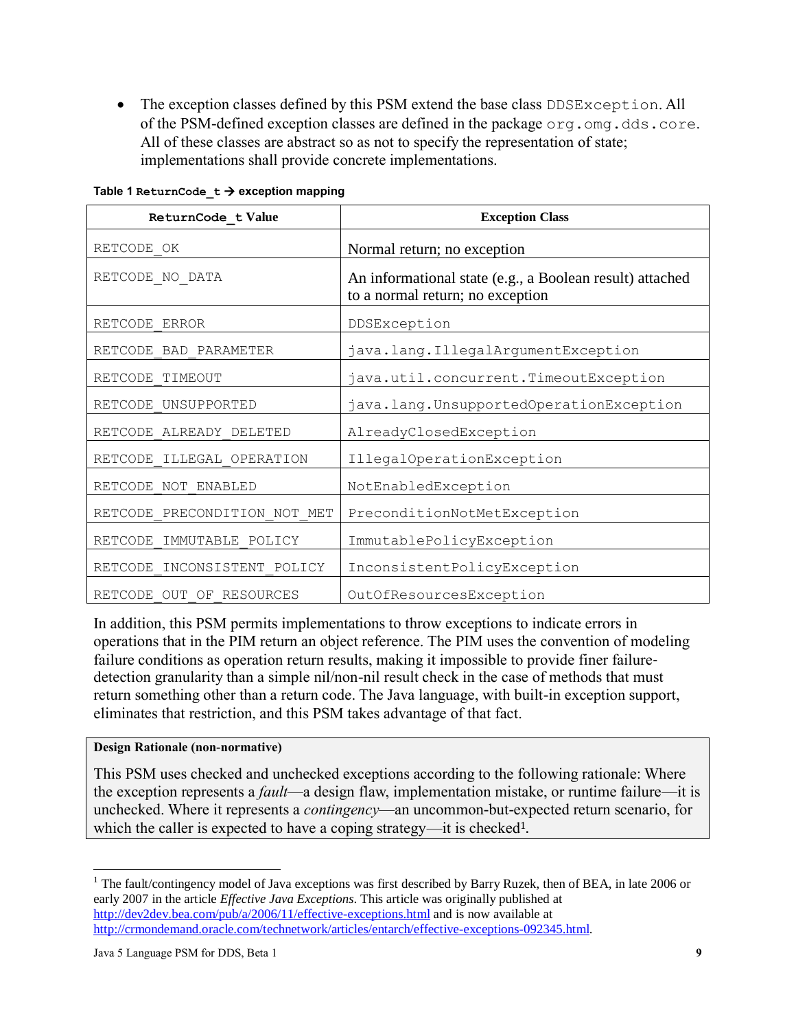- The exception classes defined by this PSM extend the base class `DDSException`. All of the PSM-defined exception classes are defined in the package `org.omg.dds.core`. All of these classes are abstract so as not to specify the representation of state; implementations shall provide concrete implementations.

**Table 1 `ReturnCode_t` → exception mapping**

| `ReturnCode_t` Value | Exception Class |
|---|---|
| `RETCODE_OK` | Normal return; no exception |
| `RETCODE_NO_DATA` | An informational state (e.g., a Boolean result) attached to a normal return; no exception |
| `RETCODE_ERROR` | `DDSException` |
| `RETCODE_BAD_PARAMETER` | `java.lang.IllegalArgumentException` |
| `RETCODE_TIMEOUT` | `java.util.concurrent.TimeoutException` |
| `RETCODE_UNSUPPORTED` | `java.lang.UnsupportedOperationException` |
| `RETCODE_ALREADY_DELETED` | `AlreadyClosedException` |
| `RETCODE_ILLEGAL_OPERATION` | `IllegalOperationException` |
| `RETCODE_NOT_ENABLED` | `NotEnabledException` |
| `RETCODE_PRECONDITION_NOT_MET` | `PreconditionNotMetException` |
| `RETCODE_IMMUTABLE_POLICY` | `ImmutablePolicyException` |
| `RETCODE_INCONSISTENT_POLICY` | `InconsistentPolicyException` |
| `RETCODE_OUT_OF_RESOURCES` | `OutOfResourcesException` |

In addition, this PSM permits implementations to throw exceptions to indicate errors in operations that in the PIM return an object reference. The PIM uses the convention of modeling failure conditions as operation return results, making it impossible to provide finer failure-detection granularity than a simple nil/non-nil result check in the case of methods that must return something other than a return code. The Java language, with built-in exception support, eliminates that restriction, and this PSM takes advantage of that fact.

**Design Rationale (non-normative)**

This PSM uses checked and unchecked exceptions according to the following rationale: Where the exception represents a *fault*—a design flaw, implementation mistake, or runtime failure—it is unchecked. Where it represents a *contingency*—an uncommon-but-expected return scenario, for which the caller is expected to have a coping strategy—it is checked[1].

---

[1] The fault/contingency model of Java exceptions was first described by Barry Ruzek, then of BEA, in late 2006 or early 2007 in the article *Effective Java Exceptions*. This article was originally published at http://dev2dev.bea.com/pub/a/2006/11/effective-exceptions.html and is now available at http://crmondemand.oracle.com/technetwork/articles/entarch/effective-exceptions-092345.html.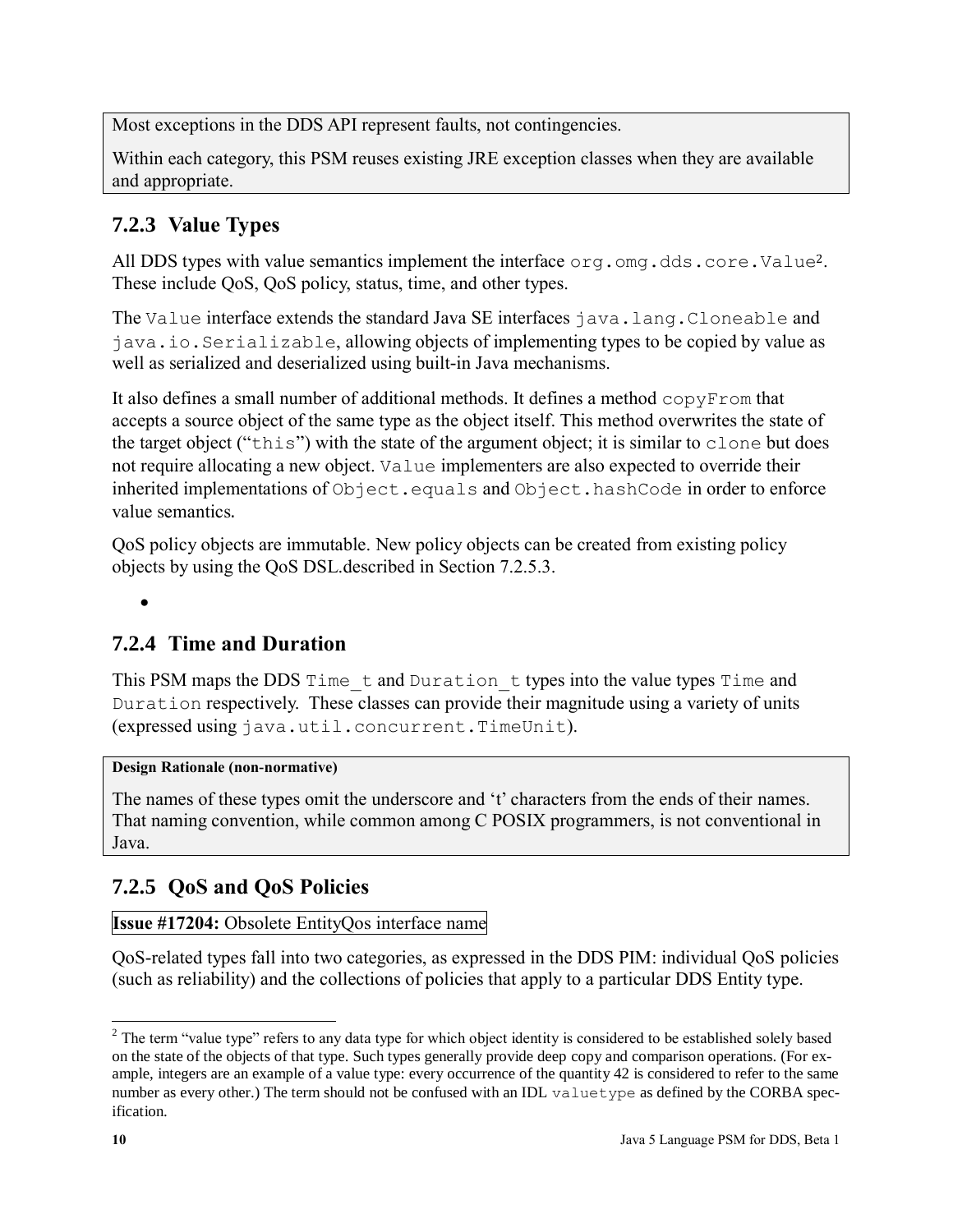Most exceptions in the DDS API represent faults, not contingencies.

Within each category, this PSM reuses existing JRE exception classes when they are available and appropriate.

### 7.2.3 Value Types

All DDS types with value semantics implement the interface `org.omg.dds.core.Value`[2]. These include QoS, QoS policy, status, time, and other types.

The `Value` interface extends the standard Java SE interfaces `java.lang.Cloneable` and `java.io.Serializable`, allowing objects of implementing types to be copied by value as well as serialized and deserialized using built-in Java mechanisms.

It also defines a small number of additional methods. It defines a method `copyFrom` that accepts a source object of the same type as the object itself. This method overwrites the state of the target object ("`this`") with the state of the argument object; it is similar to `clone` but does not require allocating a new object. `Value` implementers are also expected to override their inherited implementations of `Object.equals` and `Object.hashCode` in order to enforce value semantics.

QoS policy objects are immutable. New policy objects can be created from existing policy objects by using the QoS DSL.described in Section 7.2.5.3.

- 

### 7.2.4 Time and Duration

This PSM maps the DDS `Time_t` and `Duration_t` types into the value types `Time` and `Duration` respectively. These classes can provide their magnitude using a variety of units (expressed using `java.util.concurrent.TimeUnit`).

**Design Rationale (non-normative)**

The names of these types omit the underscore and 't' characters from the ends of their names. That naming convention, while common among C POSIX programmers, is not conventional in Java.

### 7.2.5 QoS and QoS Policies

**Issue #17204:** Obsolete EntityQos interface name

QoS-related types fall into two categories, as expressed in the DDS PIM: individual QoS policies (such as reliability) and the collections of policies that apply to a particular DDS Entity type.

---

[2] The term "value type" refers to any data type for which object identity is considered to be established solely based on the state of the objects of that type. Such types generally provide deep copy and comparison operations. (For example, integers are an example of a value type: every occurrence of the quantity 42 is considered to refer to the same number as every other.) The term should not be confused with an IDL `valuetype` as defined by the CORBA specification.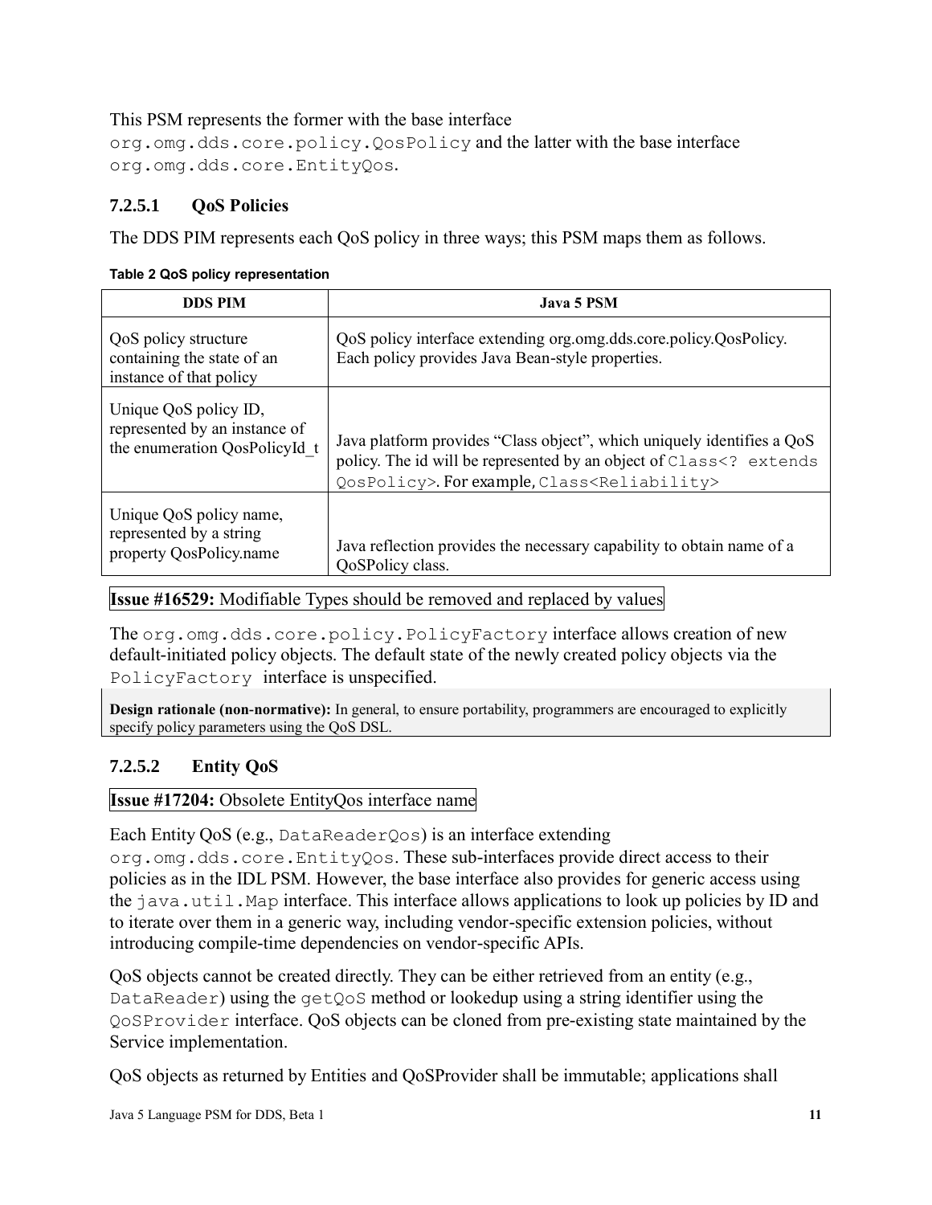This PSM represents the former with the base interface `org.omg.dds.core.policy.QosPolicy` and the latter with the base interface `org.omg.dds.core.EntityQos`.

### 7.2.5.1 QoS Policies

The DDS PIM represents each QoS policy in three ways; this PSM maps them as follows.

**Table 2 QoS policy representation**

| DDS PIM | Java 5 PSM |
|---|---|
| QoS policy structure containing the state of an instance of that policy | QoS policy interface extending org.omg.dds.core.policy.QosPolicy. Each policy provides Java Bean-style properties. |
| Unique QoS policy ID, represented by an instance of the enumeration QosPolicyId_t | Java platform provides "Class object", which uniquely identifies a QoS policy. The id will be represented by an object of `Class<? extends QosPolicy>`. For example, `Class<Reliability>` |
| Unique QoS policy name, represented by a string property QosPolicy.name | Java reflection provides the necessary capability to obtain name of a QoSPolicy class. |

**Issue #16529:** Modifiable Types should be removed and replaced by values

The `org.omg.dds.core.policy.PolicyFactory` interface allows creation of new default-initiated policy objects. The default state of the newly created policy objects via the `PolicyFactory` interface is unspecified.

**Design rationale (non-normative):** In general, to ensure portability, programmers are encouraged to explicitly specify policy parameters using the QoS DSL.

### 7.2.5.2 Entity QoS

**Issue #17204:** Obsolete EntityQos interface name

Each Entity QoS (e.g., `DataReaderQos`) is an interface extending `org.omg.dds.core.EntityQos`. These sub-interfaces provide direct access to their policies as in the IDL PSM. However, the base interface also provides for generic access using the `java.util.Map` interface. This interface allows applications to look up policies by ID and to iterate over them in a generic way, including vendor-specific extension policies, without introducing compile-time dependencies on vendor-specific APIs.

QoS objects cannot be created directly. They can be either retrieved from an entity (e.g., `DataReader`) using the `getQoS` method or lookedup using a string identifier using the `QoSProvider` interface. QoS objects can be cloned from pre-existing state maintained by the Service implementation.

QoS objects as returned by Entities and QoSProvider shall be immutable; applications shall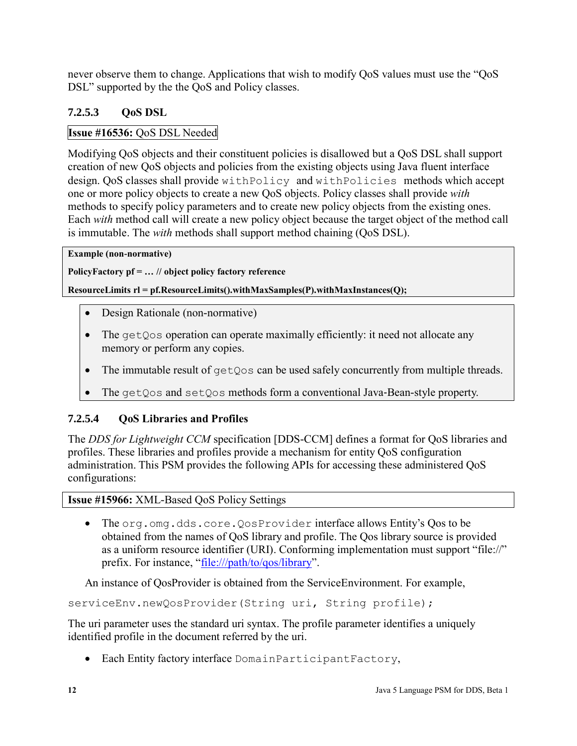never observe them to change. Applications that wish to modify QoS values must use the "QoS DSL" supported by the the QoS and Policy classes.

### 7.2.5.3 QoS DSL

**Issue #16536:** QoS DSL Needed

Modifying QoS objects and their constituent policies is disallowed but a QoS DSL shall support creation of new QoS objects and policies from the existing objects using Java fluent interface design. QoS classes shall provide `withPolicy` and `withPolicies` methods which accept one or more policy objects to create a new QoS objects. Policy classes shall provide *with* methods to specify policy parameters and to create new policy objects from the existing ones. Each *with* method call will create a new policy object because the target object of the method call is immutable. The *with* methods shall support method chaining (QoS DSL).

**Example (non-normative)**

**PolicyFactory pf = … // object policy factory reference**

**ResourceLimits rl = pf.ResourceLimits().withMaxSamples(P).withMaxInstances(Q);**

- Design Rationale (non-normative)
- The `getQos` operation can operate maximally efficiently: it need not allocate any memory or perform any copies.
- The immutable result of `getQos` can be used safely concurrently from multiple threads.
- The `getQos` and `setQos` methods form a conventional Java-Bean-style property.

### 7.2.5.4 QoS Libraries and Profiles

The *DDS for Lightweight CCM* specification [DDS-CCM] defines a format for QoS libraries and profiles. These libraries and profiles provide a mechanism for entity QoS configuration administration. This PSM provides the following APIs for accessing these administered QoS configurations:

**Issue #15966:** XML-Based QoS Policy Settings

- The `org.omg.dds.core.QosProvider` interface allows Entity's Qos to be obtained from the names of QoS library and profile. The Qos library source is provided as a uniform resource identifier (URI). Conforming implementation must support "file://" prefix. For instance, "file:///path/to/qos/library".

An instance of QosProvider is obtained from the ServiceEnvironment. For example,

```
serviceEnv.newQosProvider(String uri, String profile);
```

The uri parameter uses the standard uri syntax. The profile parameter identifies a uniquely identified profile in the document referred by the uri.

- Each Entity factory interface `DomainParticipantFactory`,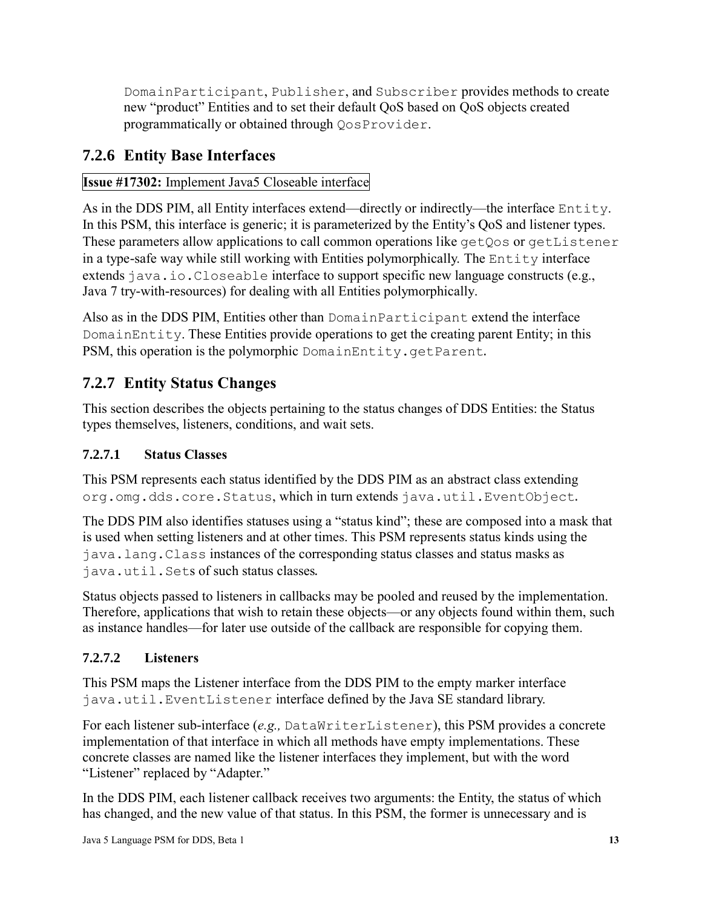DomainParticipant, Publisher, and Subscriber provides methods to create new "product" Entities and to set their default QoS based on QoS objects created programmatically or obtained through QosProvider.

## 7.2.6 Entity Base Interfaces

**Issue #17302:** Implement Java5 Closeable interface

As in the DDS PIM, all Entity interfaces extend—directly or indirectly—the interface Entity. In this PSM, this interface is generic; it is parameterized by the Entity's QoS and listener types. These parameters allow applications to call common operations like getQos or getListener in a type-safe way while still working with Entities polymorphically. The Entity interface extends java.io.Closeable interface to support specific new language constructs (e.g., Java 7 try-with-resources) for dealing with all Entities polymorphically.

Also as in the DDS PIM, Entities other than DomainParticipant extend the interface DomainEntity. These Entities provide operations to get the creating parent Entity; in this PSM, this operation is the polymorphic DomainEntity.getParent.

## 7.2.7 Entity Status Changes

This section describes the objects pertaining to the status changes of DDS Entities: the Status types themselves, listeners, conditions, and wait sets.

### 7.2.7.1 Status Classes

This PSM represents each status identified by the DDS PIM as an abstract class extending org.omg.dds.core.Status, which in turn extends java.util.EventObject.

The DDS PIM also identifies statuses using a "status kind"; these are composed into a mask that is used when setting listeners and at other times. This PSM represents status kinds using the java.lang.Class instances of the corresponding status classes and status masks as java.util.Sets of such status classes.

Status objects passed to listeners in callbacks may be pooled and reused by the implementation. Therefore, applications that wish to retain these objects—or any objects found within them, such as instance handles—for later use outside of the callback are responsible for copying them.

### 7.2.7.2 Listeners

This PSM maps the Listener interface from the DDS PIM to the empty marker interface java.util.EventListener interface defined by the Java SE standard library.

For each listener sub-interface (*e.g.,* DataWriterListener), this PSM provides a concrete implementation of that interface in which all methods have empty implementations. These concrete classes are named like the listener interfaces they implement, but with the word "Listener" replaced by "Adapter."

In the DDS PIM, each listener callback receives two arguments: the Entity, the status of which has changed, and the new value of that status. In this PSM, the former is unnecessary and is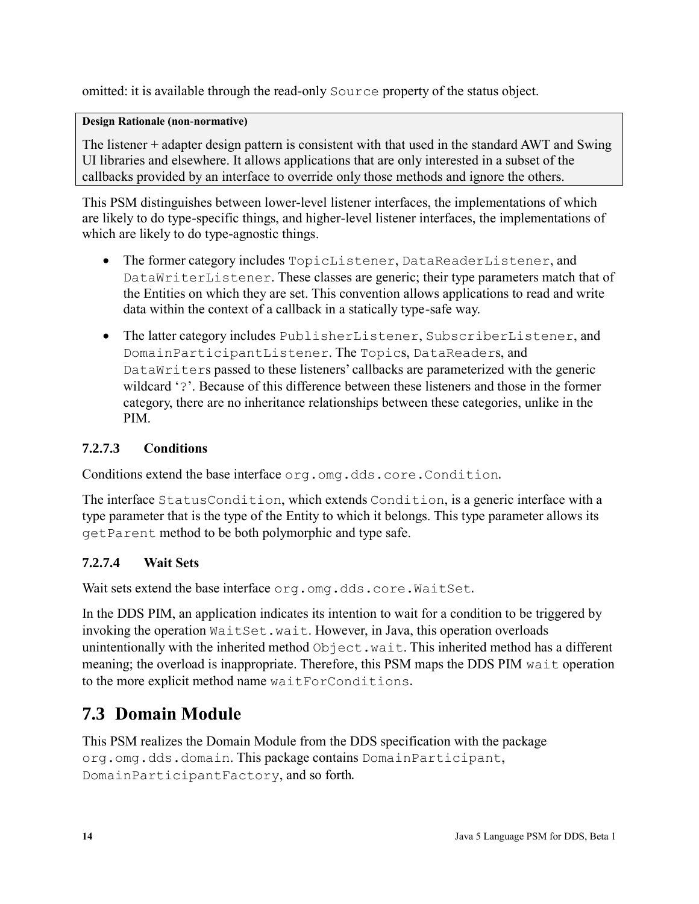omitted: it is available through the read-only `Source` property of the status object.

> **Design Rationale (non-normative)**
>
> The listener + adapter design pattern is consistent with that used in the standard AWT and Swing UI libraries and elsewhere. It allows applications that are only interested in a subset of the callbacks provided by an interface to override only those methods and ignore the others.

This PSM distinguishes between lower-level listener interfaces, the implementations of which are likely to do type-specific things, and higher-level listener interfaces, the implementations of which are likely to do type-agnostic things.

- The former category includes `TopicListener`, `DataReaderListener`, and `DataWriterListener`. These classes are generic; their type parameters match that of the Entities on which they are set. This convention allows applications to read and write data within the context of a callback in a statically type-safe way.
- The latter category includes `PublisherListener`, `SubscriberListener`, and `DomainParticipantListener`. The `Topic`s, `DataReader`s, and `DataWriter`s passed to these listeners' callbacks are parameterized with the generic wildcard '`?`'. Because of this difference between these listeners and those in the former category, there are no inheritance relationships between these categories, unlike in the PIM.

### 7.2.7.3 Conditions

Conditions extend the base interface `org.omg.dds.core.Condition`.

The interface `StatusCondition`, which extends `Condition`, is a generic interface with a type parameter that is the type of the Entity to which it belongs. This type parameter allows its `getParent` method to be both polymorphic and type safe.

### 7.2.7.4 Wait Sets

Wait sets extend the base interface `org.omg.dds.core.WaitSet`.

In the DDS PIM, an application indicates its intention to wait for a condition to be triggered by invoking the operation `WaitSet.wait`. However, in Java, this operation overloads unintentionally with the inherited method `Object.wait`. This inherited method has a different meaning; the overload is inappropriate. Therefore, this PSM maps the DDS PIM `wait` operation to the more explicit method name `waitForConditions`.

## 7.3 Domain Module

This PSM realizes the Domain Module from the DDS specification with the package `org.omg.dds.domain`. This package contains `DomainParticipant`, `DomainParticipantFactory`, and so forth.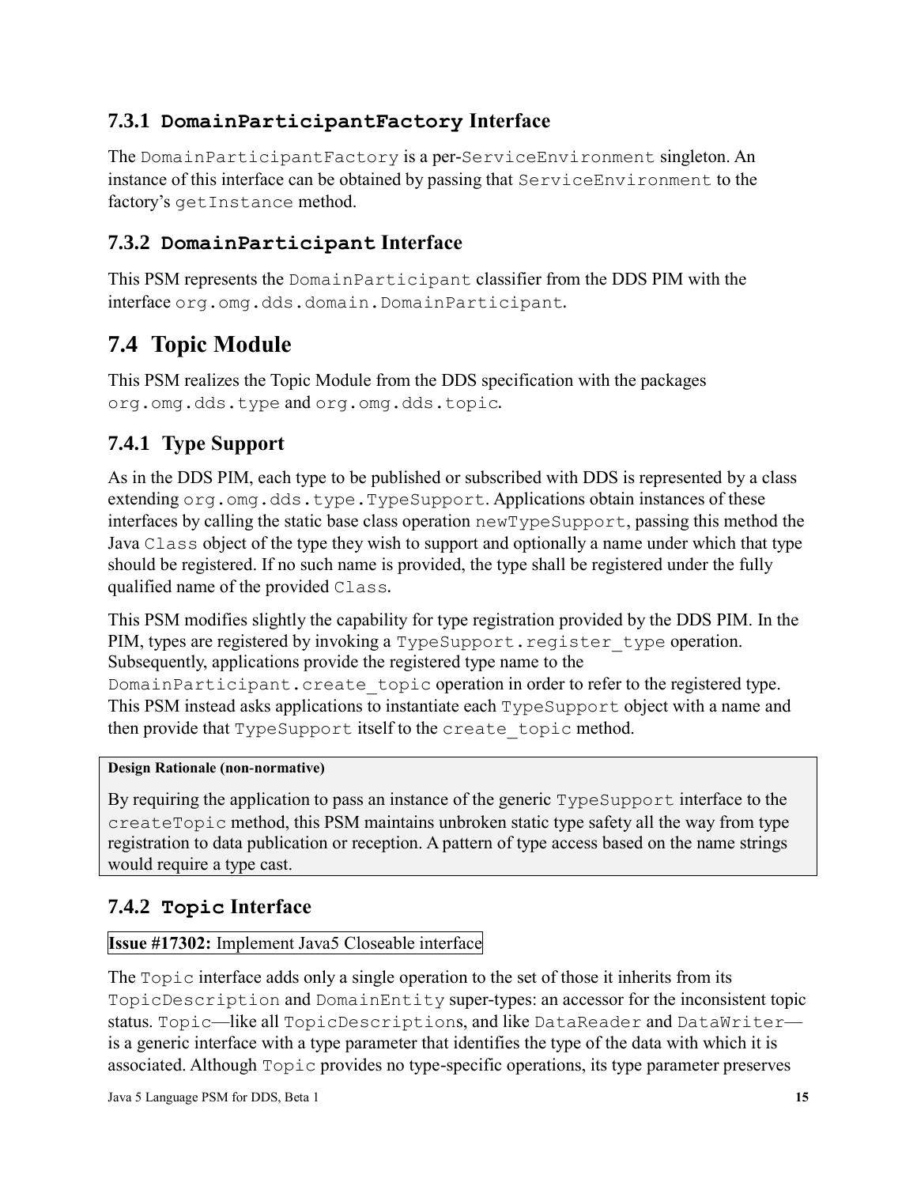### 7.3.1 `DomainParticipantFactory` Interface

The `DomainParticipantFactory` is a per-`ServiceEnvironment` singleton. An instance of this interface can be obtained by passing that `ServiceEnvironment` to the factory's `getInstance` method.

### 7.3.2 `DomainParticipant` Interface

This PSM represents the `DomainParticipant` classifier from the DDS PIM with the interface `org.omg.dds.domain.DomainParticipant`.

## 7.4 Topic Module

This PSM realizes the Topic Module from the DDS specification with the packages `org.omg.dds.type` and `org.omg.dds.topic`.

### 7.4.1 Type Support

As in the DDS PIM, each type to be published or subscribed with DDS is represented by a class extending `org.omg.dds.type.TypeSupport`. Applications obtain instances of these interfaces by calling the static base class operation `newTypeSupport`, passing this method the Java `Class` object of the type they wish to support and optionally a name under which that type should be registered. If no such name is provided, the type shall be registered under the fully qualified name of the provided `Class`.

This PSM modifies slightly the capability for type registration provided by the DDS PIM. In the PIM, types are registered by invoking a `TypeSupport.register_type` operation. Subsequently, applications provide the registered type name to the `DomainParticipant.create_topic` operation in order to refer to the registered type. This PSM instead asks applications to instantiate each `TypeSupport` object with a name and then provide that `TypeSupport` itself to the `create_topic` method.

> **Design Rationale (non-normative)**
>
> By requiring the application to pass an instance of the generic `TypeSupport` interface to the `createTopic` method, this PSM maintains unbroken static type safety all the way from type registration to data publication or reception. A pattern of type access based on the name strings would require a type cast.

### 7.4.2 `Topic` Interface

**Issue #17302:** Implement Java5 Closeable interface

The `Topic` interface adds only a single operation to the set of those it inherits from its `TopicDescription` and `DomainEntity` super-types: an accessor for the inconsistent topic status. `Topic`—like all `TopicDescription`s, and like `DataReader` and `DataWriter`—is a generic interface with a type parameter that identifies the type of the data with which it is associated. Although `Topic` provides no type-specific operations, its type parameter preserves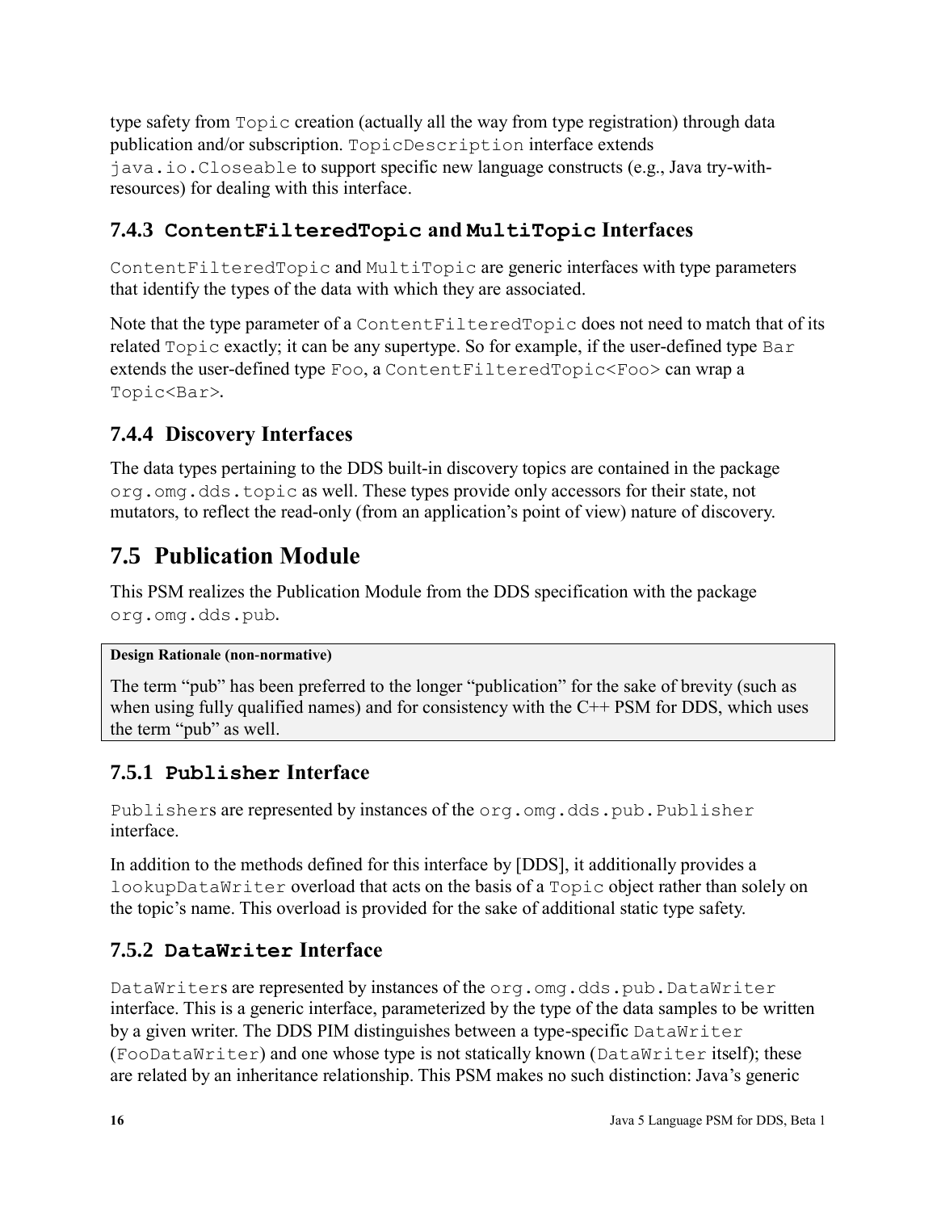type safety from `Topic` creation (actually all the way from type registration) through data publication and/or subscription. `TopicDescription` interface extends `java.io.Closeable` to support specific new language constructs (e.g., Java try-with-resources) for dealing with this interface.

### 7.4.3 `ContentFilteredTopic` and `MultiTopic` Interfaces

`ContentFilteredTopic` and `MultiTopic` are generic interfaces with type parameters that identify the types of the data with which they are associated.

Note that the type parameter of a `ContentFilteredTopic` does not need to match that of its related `Topic` exactly; it can be any supertype. So for example, if the user-defined type `Bar` extends the user-defined type `Foo`, a `ContentFilteredTopic<Foo>` can wrap a `Topic<Bar>`.

### 7.4.4 Discovery Interfaces

The data types pertaining to the DDS built-in discovery topics are contained in the package `org.omg.dds.topic` as well. These types provide only accessors for their state, not mutators, to reflect the read-only (from an application's point of view) nature of discovery.

## 7.5 Publication Module

This PSM realizes the Publication Module from the DDS specification with the package `org.omg.dds.pub`.

> **Design Rationale (non-normative)**
>
> The term "pub" has been preferred to the longer "publication" for the sake of brevity (such as when using fully qualified names) and for consistency with the C++ PSM for DDS, which uses the term "pub" as well.

### 7.5.1 `Publisher` Interface

`Publisher`s are represented by instances of the `org.omg.dds.pub.Publisher` interface.

In addition to the methods defined for this interface by [DDS], it additionally provides a `lookupDataWriter` overload that acts on the basis of a `Topic` object rather than solely on the topic's name. This overload is provided for the sake of additional static type safety.

### 7.5.2 `DataWriter` Interface

`DataWriter`s are represented by instances of the `org.omg.dds.pub.DataWriter` interface. This is a generic interface, parameterized by the type of the data samples to be written by a given writer. The DDS PIM distinguishes between a type-specific `DataWriter` (`FooDataWriter`) and one whose type is not statically known (`DataWriter` itself); these are related by an inheritance relationship. This PSM makes no such distinction: Java's generic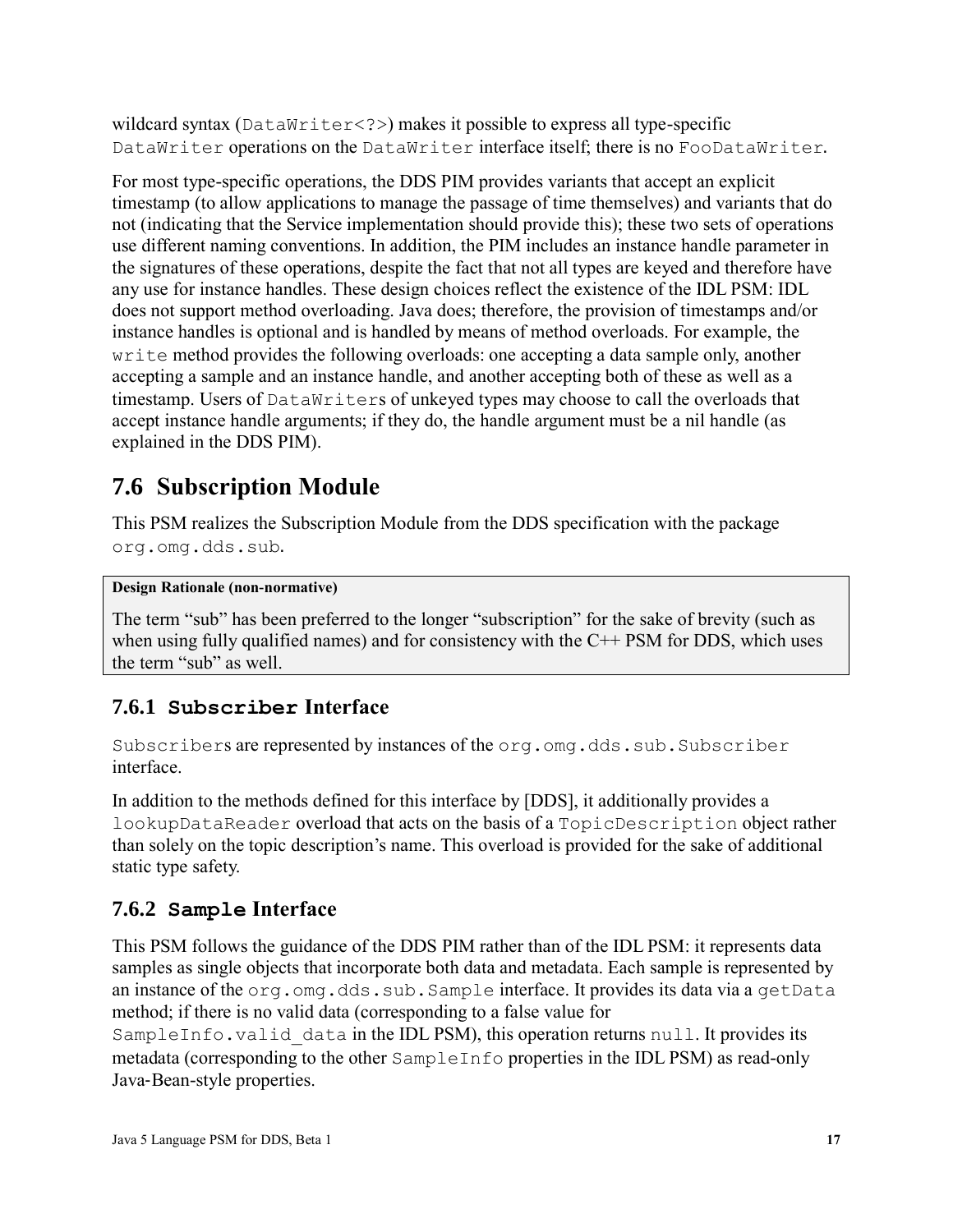wildcard syntax (`DataWriter<?>`) makes it possible to express all type-specific `DataWriter` operations on the `DataWriter` interface itself; there is no `FooDataWriter`.

For most type-specific operations, the DDS PIM provides variants that accept an explicit timestamp (to allow applications to manage the passage of time themselves) and variants that do not (indicating that the Service implementation should provide this); these two sets of operations use different naming conventions. In addition, the PIM includes an instance handle parameter in the signatures of these operations, despite the fact that not all types are keyed and therefore have any use for instance handles. These design choices reflect the existence of the IDL PSM: IDL does not support method overloading. Java does; therefore, the provision of timestamps and/or instance handles is optional and is handled by means of method overloads. For example, the `write` method provides the following overloads: one accepting a data sample only, another accepting a sample and an instance handle, and another accepting both of these as well as a timestamp. Users of `DataWriter`s of unkeyed types may choose to call the overloads that accept instance handle arguments; if they do, the handle argument must be a nil handle (as explained in the DDS PIM).

## 7.6 Subscription Module

This PSM realizes the Subscription Module from the DDS specification with the package `org.omg.dds.sub`.

> **Design Rationale (non-normative)**
>
> The term “sub” has been preferred to the longer “subscription” for the sake of brevity (such as when using fully qualified names) and for consistency with the C++ PSM for DDS, which uses the term “sub” as well.

### 7.6.1 `Subscriber` Interface

`Subscriber`s are represented by instances of the `org.omg.dds.sub.Subscriber` interface.

In addition to the methods defined for this interface by [DDS], it additionally provides a `lookupDataReader` overload that acts on the basis of a `TopicDescription` object rather than solely on the topic description’s name. This overload is provided for the sake of additional static type safety.

### 7.6.2 `Sample` Interface

This PSM follows the guidance of the DDS PIM rather than of the IDL PSM: it represents data samples as single objects that incorporate both data and metadata. Each sample is represented by an instance of the `org.omg.dds.sub.Sample` interface. It provides its data via a `getData` method; if there is no valid data (corresponding to a false value for `SampleInfo.valid_data` in the IDL PSM), this operation returns `null`. It provides its metadata (corresponding to the other `SampleInfo` properties in the IDL PSM) as read-only Java-Bean-style properties.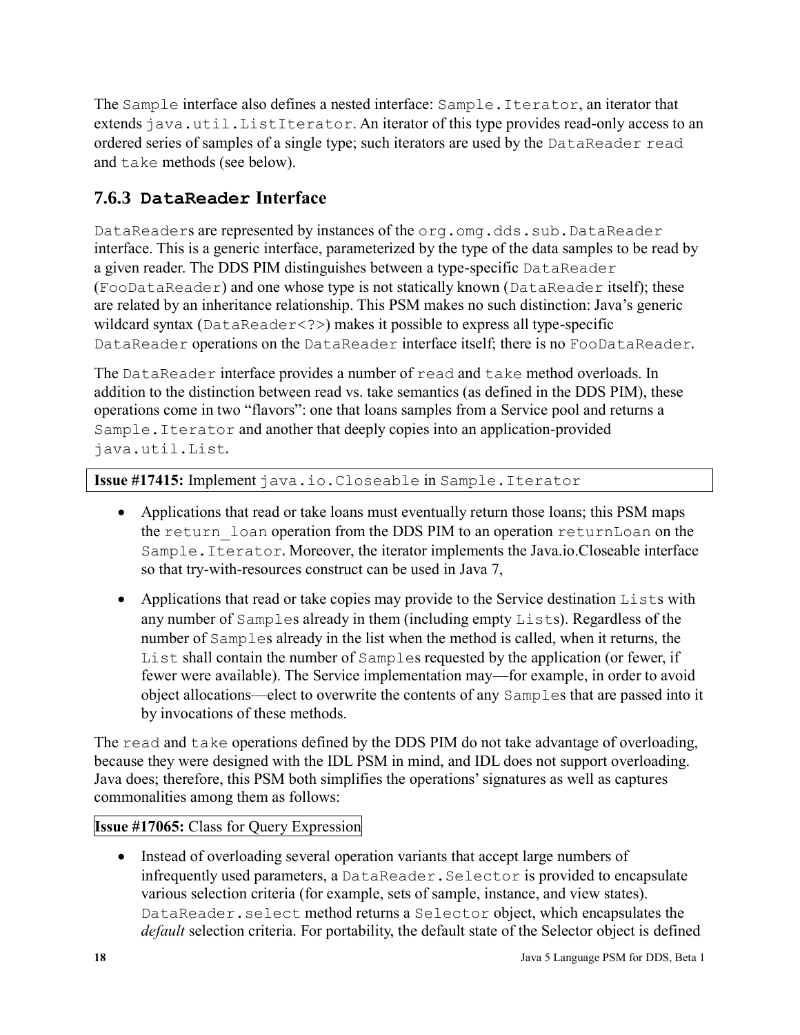The `Sample` interface also defines a nested interface: `Sample.Iterator`, an iterator that extends `java.util.ListIterator`. An iterator of this type provides read-only access to an ordered series of samples of a single type; such iterators are used by the `DataReader` `read` and `take` methods (see below).

### 7.6.3 DataReader Interface

`DataReader`s are represented by instances of the `org.omg.dds.sub.DataReader` interface. This is a generic interface, parameterized by the type of the data samples to be read by a given reader. The DDS PIM distinguishes between a type-specific `DataReader` (`FooDataReader`) and one whose type is not statically known (`DataReader` itself); these are related by an inheritance relationship. This PSM makes no such distinction: Java's generic wildcard syntax (`DataReader<?>`) makes it possible to express all type-specific `DataReader` operations on the `DataReader` interface itself; there is no `FooDataReader`.

The `DataReader` interface provides a number of `read` and `take` method overloads. In addition to the distinction between read vs. take semantics (as defined in the DDS PIM), these operations come in two "flavors": one that loans samples from a Service pool and returns a `Sample.Iterator` and another that deeply copies into an application-provided `java.util.List`.

**Issue #17415:** Implement `java.io.Closeable` in `Sample.Iterator`

- Applications that read or take loans must eventually return those loans; this PSM maps the `return_loan` operation from the DDS PIM to an operation `returnLoan` on the `Sample.Iterator`. Moreover, the iterator implements the Java.io.Closeable interface so that try-with-resources construct can be used in Java 7,
- Applications that read or take copies may provide to the Service destination `List`s with any number of `Sample`s already in them (including empty `List`s). Regardless of the number of `Sample`s already in the list when the method is called, when it returns, the `List` shall contain the number of `Sample`s requested by the application (or fewer, if fewer were available). The Service implementation may—for example, in order to avoid object allocations—elect to overwrite the contents of any `Sample`s that are passed into it by invocations of these methods.

The `read` and `take` operations defined by the DDS PIM do not take advantage of overloading, because they were designed with the IDL PSM in mind, and IDL does not support overloading. Java does; therefore, this PSM both simplifies the operations' signatures as well as captures commonalities among them as follows:

**Issue #17065:** Class for Query Expression

- Instead of overloading several operation variants that accept large numbers of infrequently used parameters, a `DataReader.Selector` is provided to encapsulate various selection criteria (for example, sets of sample, instance, and view states). `DataReader.select` method returns a `Selector` object, which encapsulates the *default* selection criteria. For portability, the default state of the Selector object is defined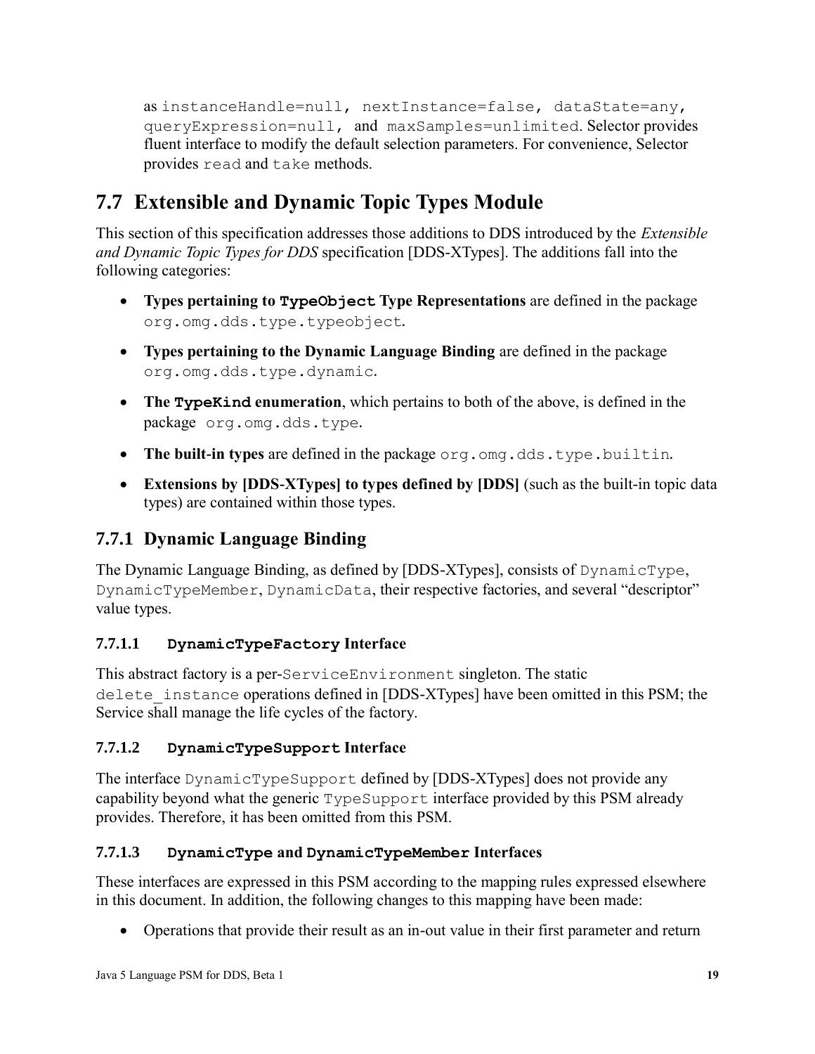as `instanceHandle=null, nextInstance=false, dataState=any, queryExpression=null,` and `maxSamples=unlimited`. Selector provides fluent interface to modify the default selection parameters. For convenience, Selector provides `read` and `take` methods.

## 7.7 Extensible and Dynamic Topic Types Module

This section of this specification addresses those additions to DDS introduced by the *Extensible and Dynamic Topic Types for DDS* specification [DDS-XTypes]. The additions fall into the following categories:

- **Types pertaining to `TypeObject` Type Representations** are defined in the package `org.omg.dds.type.typeobject`.
- **Types pertaining to the Dynamic Language Binding** are defined in the package `org.omg.dds.type.dynamic`.
- **The `TypeKind` enumeration**, which pertains to both of the above, is defined in the package `org.omg.dds.type`.
- **The built-in types** are defined in the package `org.omg.dds.type.builtin`.
- **Extensions by [DDS-XTypes] to types defined by [DDS]** (such as the built-in topic data types) are contained within those types.

### 7.7.1 Dynamic Language Binding

The Dynamic Language Binding, as defined by [DDS-XTypes], consists of `DynamicType`, `DynamicTypeMember`, `DynamicData`, their respective factories, and several "descriptor" value types.

#### 7.7.1.1 `DynamicTypeFactory` Interface

This abstract factory is a per-`ServiceEnvironment` singleton. The static `delete_instance` operations defined in [DDS-XTypes] have been omitted in this PSM; the Service shall manage the life cycles of the factory.

#### 7.7.1.2 `DynamicTypeSupport` Interface

The interface `DynamicTypeSupport` defined by [DDS-XTypes] does not provide any capability beyond what the generic `TypeSupport` interface provided by this PSM already provides. Therefore, it has been omitted from this PSM.

#### 7.7.1.3 `DynamicType` and `DynamicTypeMember` Interfaces

These interfaces are expressed in this PSM according to the mapping rules expressed elsewhere in this document. In addition, the following changes to this mapping have been made:

- Operations that provide their result as an in-out value in their first parameter and return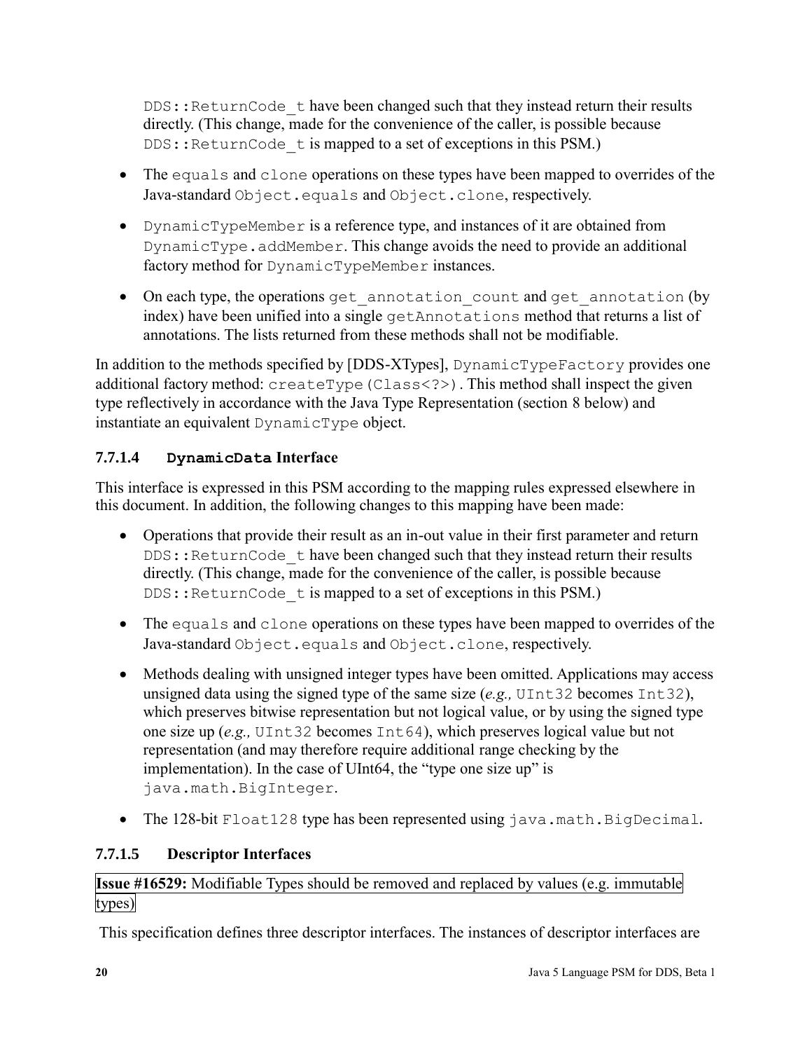DDS::ReturnCode_t have been changed such that they instead return their results directly. (This change, made for the convenience of the caller, is possible because DDS::ReturnCode_t is mapped to a set of exceptions in this PSM.)

- The equals and clone operations on these types have been mapped to overrides of the Java-standard Object.equals and Object.clone, respectively.
- DynamicTypeMember is a reference type, and instances of it are obtained from DynamicType.addMember. This change avoids the need to provide an additional factory method for DynamicTypeMember instances.
- On each type, the operations get_annotation_count and get_annotation (by index) have been unified into a single getAnnotations method that returns a list of annotations. The lists returned from these methods shall not be modifiable.

In addition to the methods specified by [DDS-XTypes], DynamicTypeFactory provides one additional factory method: createType(Class<?>). This method shall inspect the given type reflectively in accordance with the Java Type Representation (section 8 below) and instantiate an equivalent DynamicType object.

#### 7.7.1.4 DynamicData Interface

This interface is expressed in this PSM according to the mapping rules expressed elsewhere in this document. In addition, the following changes to this mapping have been made:

- Operations that provide their result as an in-out value in their first parameter and return DDS::ReturnCode_t have been changed such that they instead return their results directly. (This change, made for the convenience of the caller, is possible because DDS::ReturnCode_t is mapped to a set of exceptions in this PSM.)
- The equals and clone operations on these types have been mapped to overrides of the Java-standard Object.equals and Object.clone, respectively.
- Methods dealing with unsigned integer types have been omitted. Applications may access unsigned data using the signed type of the same size (*e.g.,* UInt32 becomes Int32), which preserves bitwise representation but not logical value, or by using the signed type one size up (*e.g.,* UInt32 becomes Int64), which preserves logical value but not representation (and may therefore require additional range checking by the implementation). In the case of UInt64, the "type one size up" is java.math.BigInteger.
- The 128-bit Float128 type has been represented using java.math.BigDecimal.

#### 7.7.1.5 Descriptor Interfaces

**Issue #16529:** Modifiable Types should be removed and replaced by values (e.g. immutable types)

This specification defines three descriptor interfaces. The instances of descriptor interfaces are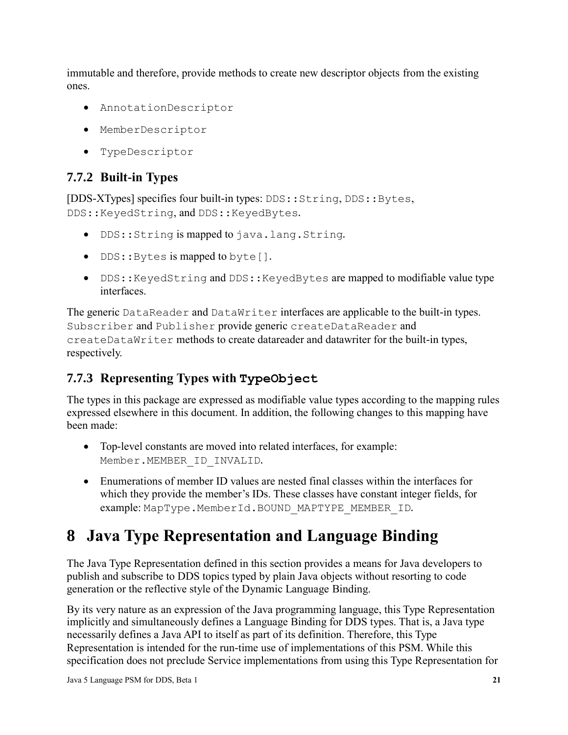immutable and therefore, provide methods to create new descriptor objects from the existing ones.

- `AnnotationDescriptor`
- `MemberDescriptor`
- `TypeDescriptor`

### 7.7.2 Built-in Types

[DDS-XTypes] specifies four built-in types: `DDS::String`, `DDS::Bytes`, `DDS::KeyedString`, and `DDS::KeyedBytes`.

- `DDS::String` is mapped to `java.lang.String`.
- `DDS::Bytes` is mapped to `byte[]`.
- `DDS::KeyedString` and `DDS::KeyedBytes` are mapped to modifiable value type interfaces.

The generic `DataReader` and `DataWriter` interfaces are applicable to the built-in types. `Subscriber` and `Publisher` provide generic `createDataReader` and `createDataWriter` methods to create datareader and datawriter for the built-in types, respectively.

### 7.7.3 Representing Types with `TypeObject`

The types in this package are expressed as modifiable value types according to the mapping rules expressed elsewhere in this document. In addition, the following changes to this mapping have been made:

- Top-level constants are moved into related interfaces, for example: `Member.MEMBER_ID_INVALID`.
- Enumerations of member ID values are nested final classes within the interfaces for which they provide the member's IDs. These classes have constant integer fields, for example: `MapType.MemberId.BOUND_MAPTYPE_MEMBER_ID`.

# 8 Java Type Representation and Language Binding

The Java Type Representation defined in this section provides a means for Java developers to publish and subscribe to DDS topics typed by plain Java objects without resorting to code generation or the reflective style of the Dynamic Language Binding.

By its very nature as an expression of the Java programming language, this Type Representation implicitly and simultaneously defines a Language Binding for DDS types. That is, a Java type necessarily defines a Java API to itself as part of its definition. Therefore, this Type Representation is intended for the run-time use of implementations of this PSM. While this specification does not preclude Service implementations from using this Type Representation for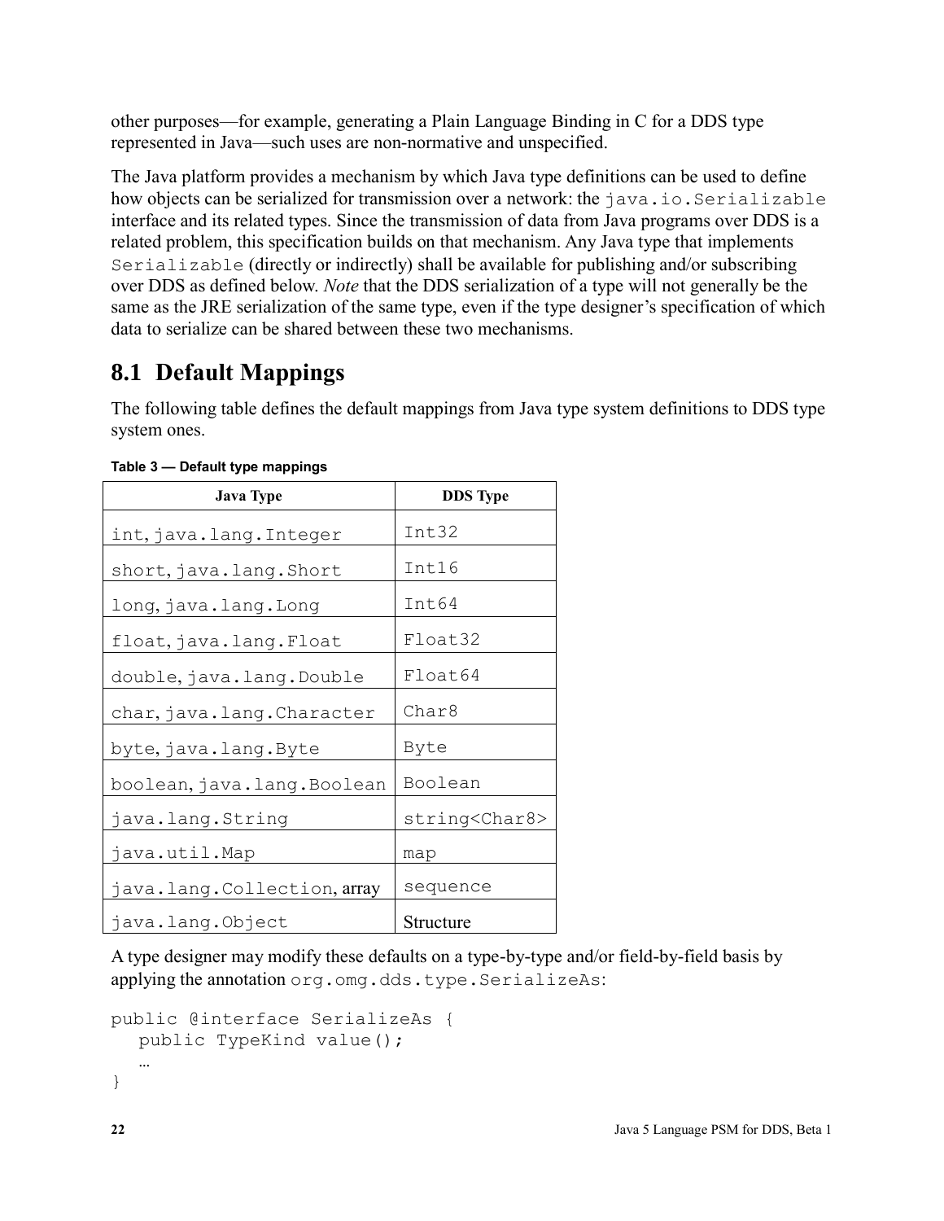other purposes—for example, generating a Plain Language Binding in C for a DDS type represented in Java—such uses are non-normative and unspecified.

The Java platform provides a mechanism by which Java type definitions can be used to define how objects can be serialized for transmission over a network: the `java.io.Serializable` interface and its related types. Since the transmission of data from Java programs over DDS is a related problem, this specification builds on that mechanism. Any Java type that implements `Serializable` (directly or indirectly) shall be available for publishing and/or subscribing over DDS as defined below. *Note* that the DDS serialization of a type will not generally be the same as the JRE serialization of the same type, even if the type designer's specification of which data to serialize can be shared between these two mechanisms.

## 8.1 Default Mappings

The following table defines the default mappings from Java type system definitions to DDS type system ones.

**Table 3 — Default type mappings**

| Java Type | DDS Type |
|---|---|
| `int`, `java.lang.Integer` | `Int32` |
| `short`, `java.lang.Short` | `Int16` |
| `long`, `java.lang.Long` | `Int64` |
| `float`, `java.lang.Float` | `Float32` |
| `double`, `java.lang.Double` | `Float64` |
| `char`, `java.lang.Character` | `Char8` |
| `byte`, `java.lang.Byte` | `Byte` |
| `boolean`, `java.lang.Boolean` | `Boolean` |
| `java.lang.String` | `string<Char8>` |
| `java.util.Map` | `map` |
| `java.lang.Collection`, array | `sequence` |
| `java.lang.Object` | Structure |

A type designer may modify these defaults on a type-by-type and/or field-by-field basis by applying the annotation `org.omg.dds.type.SerializeAs`:

```
public @interface SerializeAs {
   public TypeKind value();
   …
}
```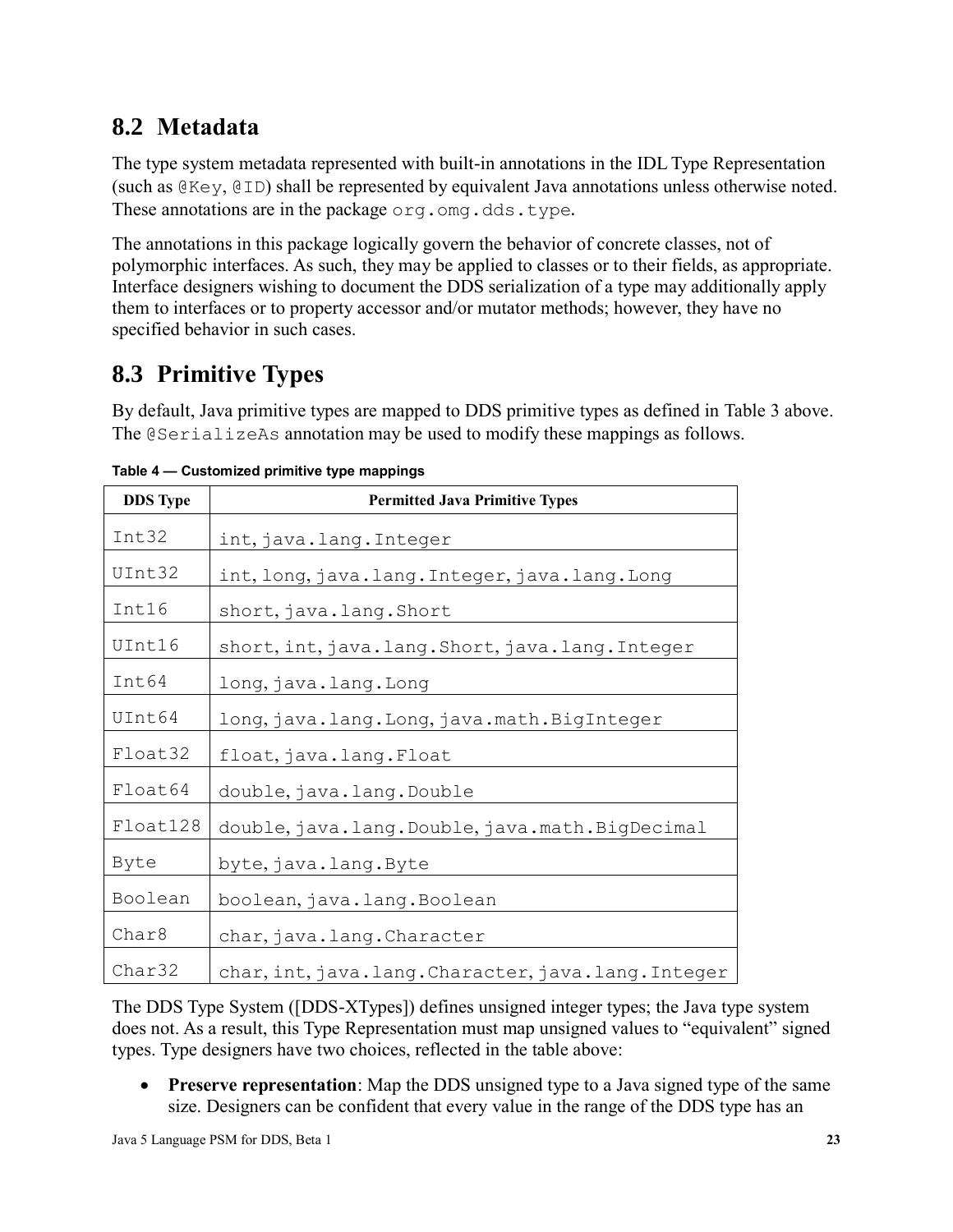## 8.2 Metadata

The type system metadata represented with built-in annotations in the IDL Type Representation (such as `@Key`, `@ID`) shall be represented by equivalent Java annotations unless otherwise noted. These annotations are in the package `org.omg.dds.type`.

The annotations in this package logically govern the behavior of concrete classes, not of polymorphic interfaces. As such, they may be applied to classes or to their fields, as appropriate. Interface designers wishing to document the DDS serialization of a type may additionally apply them to interfaces or to property accessor and/or mutator methods; however, they have no specified behavior in such cases.

## 8.3 Primitive Types

By default, Java primitive types are mapped to DDS primitive types as defined in Table 3 above. The `@SerializeAs` annotation may be used to modify these mappings as follows.

**Table 4 — Customized primitive type mappings**

| DDS Type | Permitted Java Primitive Types |
|---|---|
| `Int32` | `int`, `java.lang.Integer` |
| `UInt32` | `int`, `long`, `java.lang.Integer`, `java.lang.Long` |
| `Int16` | `short`, `java.lang.Short` |
| `UInt16` | `short`, `int`, `java.lang.Short`, `java.lang.Integer` |
| `Int64` | `long`, `java.lang.Long` |
| `UInt64` | `long`, `java.lang.Long`, `java.math.BigInteger` |
| `Float32` | `float`, `java.lang.Float` |
| `Float64` | `double`, `java.lang.Double` |
| `Float128` | `double`, `java.lang.Double`, `java.math.BigDecimal` |
| `Byte` | `byte`, `java.lang.Byte` |
| `Boolean` | `boolean`, `java.lang.Boolean` |
| `Char8` | `char`, `java.lang.Character` |
| `Char32` | `char`, `int`, `java.lang.Character`, `java.lang.Integer` |

The DDS Type System ([DDS-XTypes]) defines unsigned integer types; the Java type system does not. As a result, this Type Representation must map unsigned values to "equivalent" signed types. Type designers have two choices, reflected in the table above:

- **Preserve representation**: Map the DDS unsigned type to a Java signed type of the same size. Designers can be confident that every value in the range of the DDS type has an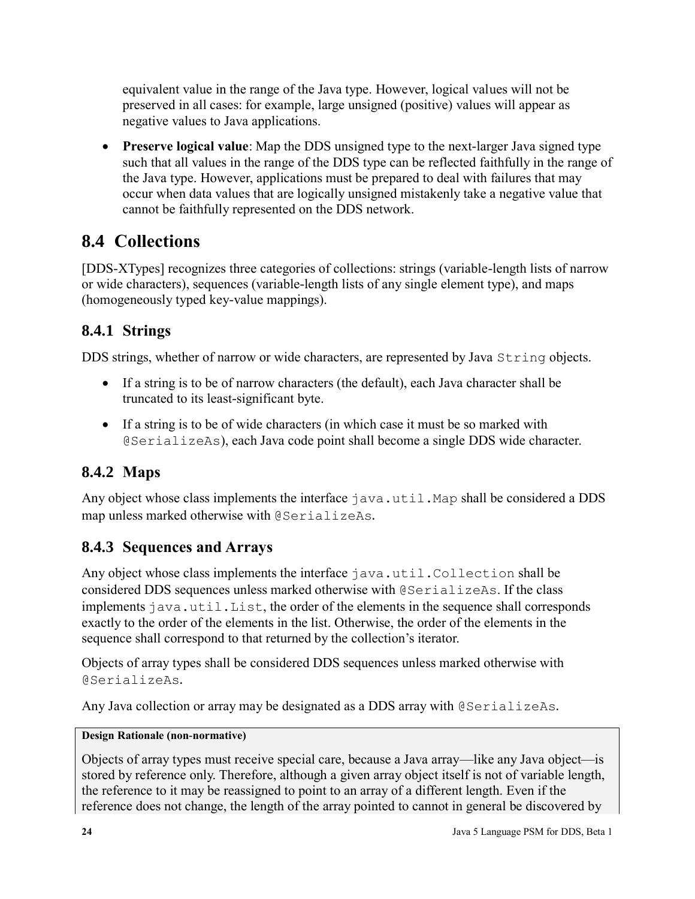equivalent value in the range of the Java type. However, logical values will not be preserved in all cases: for example, large unsigned (positive) values will appear as negative values to Java applications.

- **Preserve logical value**: Map the DDS unsigned type to the next-larger Java signed type such that all values in the range of the DDS type can be reflected faithfully in the range of the Java type. However, applications must be prepared to deal with failures that may occur when data values that are logically unsigned mistakenly take a negative value that cannot be faithfully represented on the DDS network.

## 8.4 Collections

[DDS-XTypes] recognizes three categories of collections: strings (variable-length lists of narrow or wide characters), sequences (variable-length lists of any single element type), and maps (homogeneously typed key-value mappings).

### 8.4.1 Strings

DDS strings, whether of narrow or wide characters, are represented by Java `String` objects.

- If a string is to be of narrow characters (the default), each Java character shall be truncated to its least-significant byte.
- If a string is to be of wide characters (in which case it must be so marked with `@SerializeAs`), each Java code point shall become a single DDS wide character.

### 8.4.2 Maps

Any object whose class implements the interface `java.util.Map` shall be considered a DDS map unless marked otherwise with `@SerializeAs`.

### 8.4.3 Sequences and Arrays

Any object whose class implements the interface `java.util.Collection` shall be considered DDS sequences unless marked otherwise with `@SerializeAs`. If the class implements `java.util.List`, the order of the elements in the sequence shall corresponds exactly to the order of the elements in the list. Otherwise, the order of the elements in the sequence shall correspond to that returned by the collection's iterator.

Objects of array types shall be considered DDS sequences unless marked otherwise with `@SerializeAs`.

Any Java collection or array may be designated as a DDS array with `@SerializeAs`.

**Design Rationale (non-normative)**

Objects of array types must receive special care, because a Java array—like any Java object—is stored by reference only. Therefore, although a given array object itself is not of variable length, the reference to it may be reassigned to point to an array of a different length. Even if the reference does not change, the length of the array pointed to cannot in general be discovered by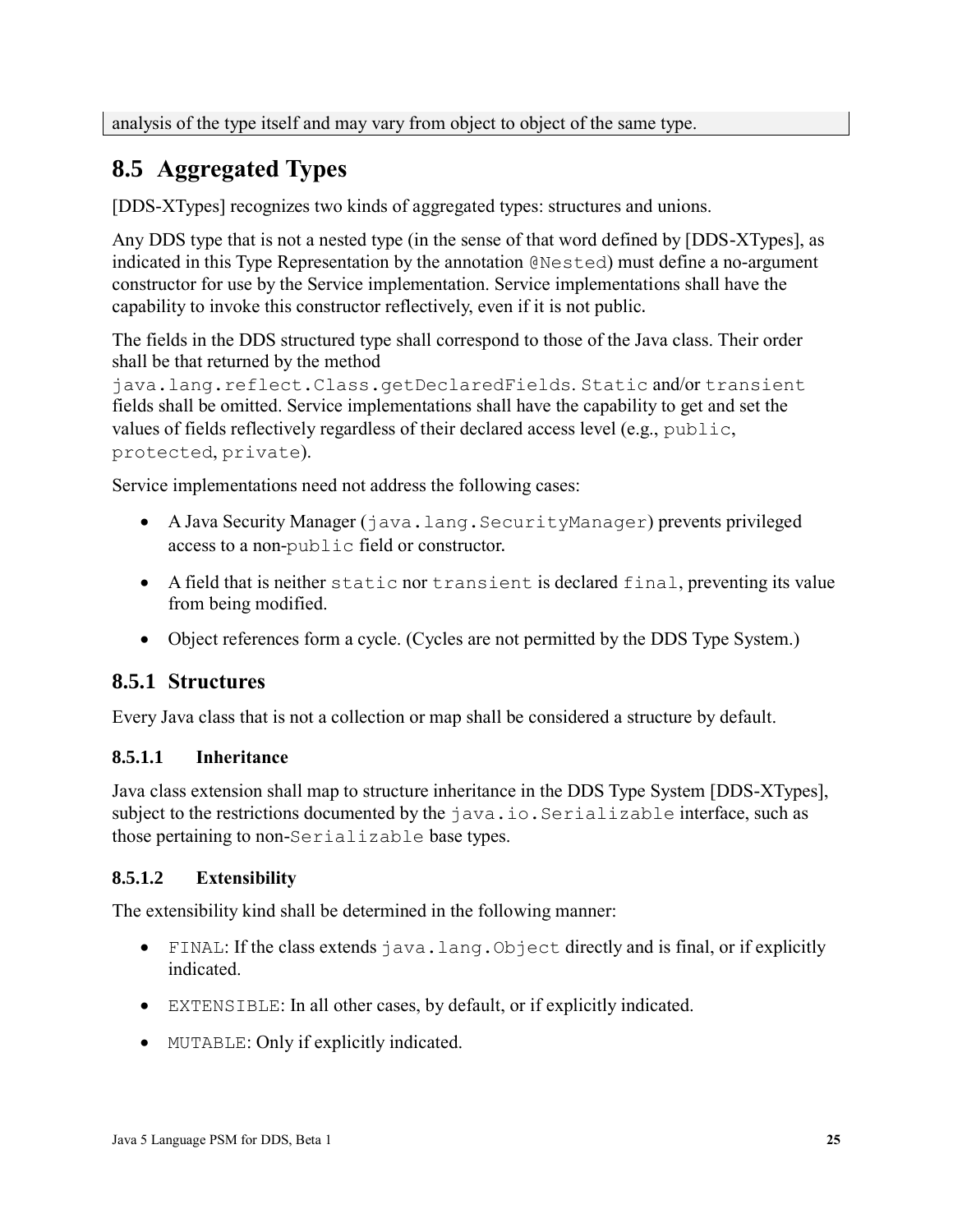analysis of the type itself and may vary from object to object of the same type.

## 8.5 Aggregated Types

[DDS-XTypes] recognizes two kinds of aggregated types: structures and unions.

Any DDS type that is not a nested type (in the sense of that word defined by [DDS-XTypes], as indicated in this Type Representation by the annotation `@Nested`) must define a no-argument constructor for use by the Service implementation. Service implementations shall have the capability to invoke this constructor reflectively, even if it is not public.

The fields in the DDS structured type shall correspond to those of the Java class. Their order shall be that returned by the method `java.lang.reflect.Class.getDeclaredFields`. `Static` and/or `transient` fields shall be omitted. Service implementations shall have the capability to get and set the values of fields reflectively regardless of their declared access level (e.g., `public`, `protected`, `private`).

Service implementations need not address the following cases:

- A Java Security Manager (`java.lang.SecurityManager`) prevents privileged access to a non-`public` field or constructor.
- A field that is neither `static` nor `transient` is declared `final`, preventing its value from being modified.
- Object references form a cycle. (Cycles are not permitted by the DDS Type System.)

### 8.5.1 Structures

Every Java class that is not a collection or map shall be considered a structure by default.

#### 8.5.1.1 Inheritance

Java class extension shall map to structure inheritance in the DDS Type System [DDS-XTypes], subject to the restrictions documented by the `java.io.Serializable` interface, such as those pertaining to non-`Serializable` base types.

#### 8.5.1.2 Extensibility

The extensibility kind shall be determined in the following manner:

- `FINAL`: If the class extends `java.lang.Object` directly and is final, or if explicitly indicated.
- `EXTENSIBLE`: In all other cases, by default, or if explicitly indicated.
- `MUTABLE`: Only if explicitly indicated.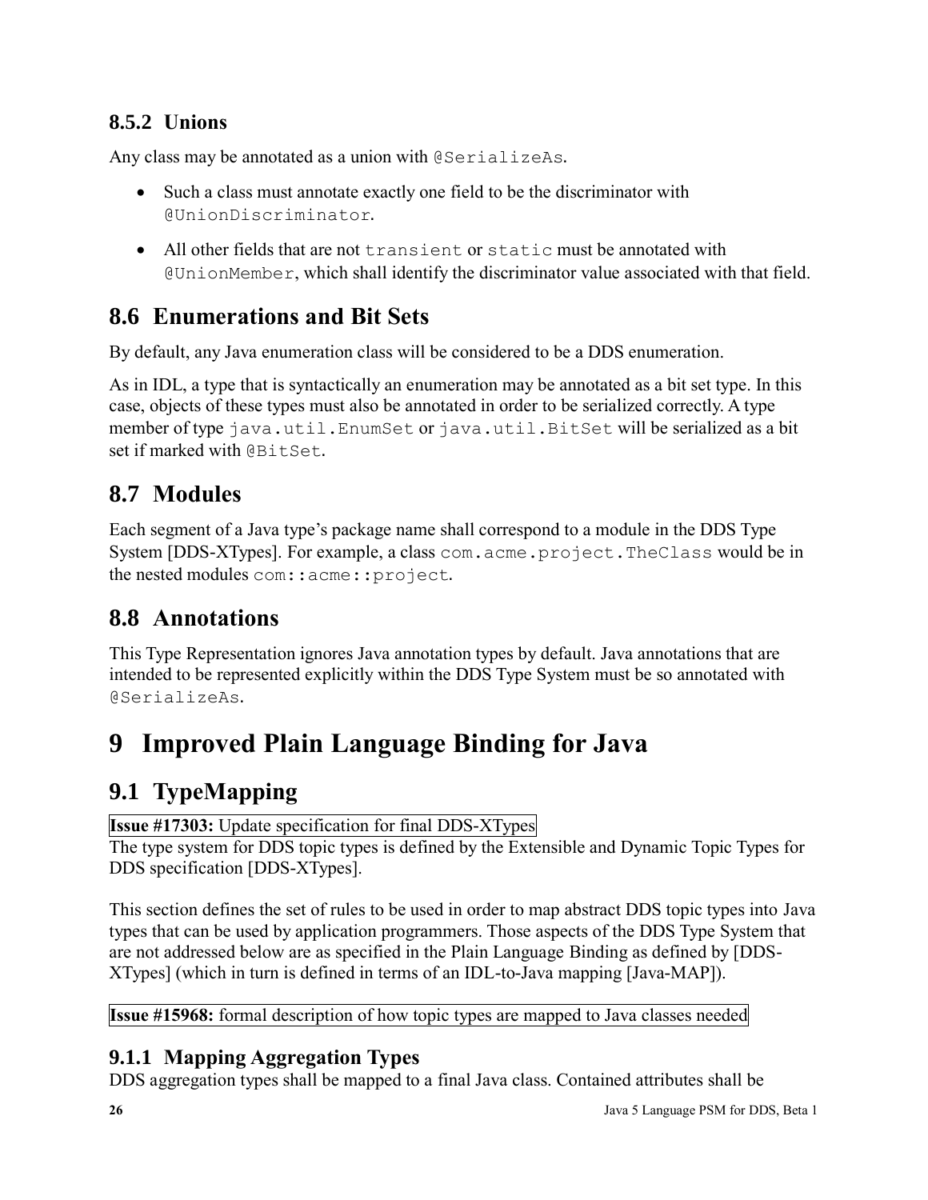### 8.5.2 Unions

Any class may be annotated as a union with `@SerializeAs`.

- Such a class must annotate exactly one field to be the discriminator with `@UnionDiscriminator`.
- All other fields that are not `transient` or `static` must be annotated with `@UnionMember`, which shall identify the discriminator value associated with that field.

## 8.6 Enumerations and Bit Sets

By default, any Java enumeration class will be considered to be a DDS enumeration.

As in IDL, a type that is syntactically an enumeration may be annotated as a bit set type. In this case, objects of these types must also be annotated in order to be serialized correctly. A type member of type `java.util.EnumSet` or `java.util.BitSet` will be serialized as a bit set if marked with `@BitSet`.

## 8.7 Modules

Each segment of a Java type's package name shall correspond to a module in the DDS Type System [DDS-XTypes]. For example, a class `com.acme.project.TheClass` would be in the nested modules `com::acme::project`.

## 8.8 Annotations

This Type Representation ignores Java annotation types by default. Java annotations that are intended to be represented explicitly within the DDS Type System must be so annotated with `@SerializeAs`.

# 9 Improved Plain Language Binding for Java

## 9.1 TypeMapping

**Issue #17303:** Update specification for final DDS-XTypes

The type system for DDS topic types is defined by the Extensible and Dynamic Topic Types for DDS specification [DDS-XTypes].

This section defines the set of rules to be used in order to map abstract DDS topic types into Java types that can be used by application programmers. Those aspects of the DDS Type System that are not addressed below are as specified in the Plain Language Binding as defined by [DDS-XTypes] (which in turn is defined in terms of an IDL-to-Java mapping [Java-MAP]).

**Issue #15968:** formal description of how topic types are mapped to Java classes needed

### 9.1.1 Mapping Aggregation Types

DDS aggregation types shall be mapped to a final Java class. Contained attributes shall be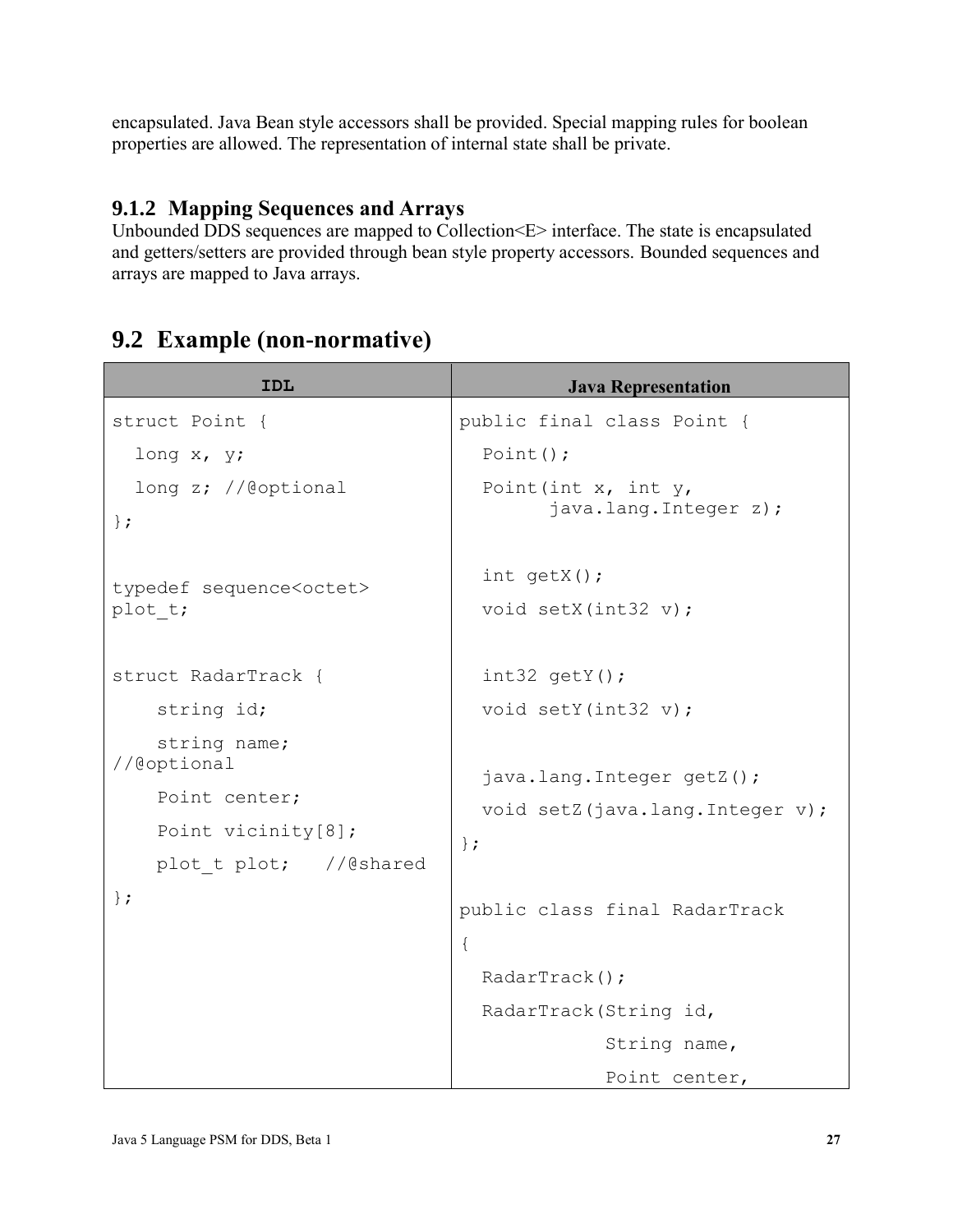encapsulated. Java Bean style accessors shall be provided. Special mapping rules for boolean properties are allowed. The representation of internal state shall be private.

### 9.1.2 Mapping Sequences and Arrays

Unbounded DDS sequences are mapped to Collection<E> interface. The state is encapsulated and getters/setters are provided through bean style property accessors. Bounded sequences and arrays are mapped to Java arrays.

## 9.2 Example (non-normative)

| IDL | Java Representation |
|---|---|
| `struct Point {`<br>`  long x, y;`<br>`  long z; //@optional`<br>`};`<br><br>`typedef sequence<octet> plot_t;`<br><br>`struct RadarTrack {`<br>`    string id;`<br>`    string name; //@optional`<br>`    Point center;`<br>`    Point vicinity[8];`<br>`    plot_t plot;   //@shared`<br>`};` | `public final class Point {`<br>`  Point();`<br>`  Point(int x, int y,`<br>`        java.lang.Integer z);`<br><br>`  int getX();`<br>`  void setX(int32 v);`<br><br>`  int32 getY();`<br>`  void setY(int32 v);`<br><br>`  java.lang.Integer getZ();`<br>`  void setZ(java.lang.Integer v);`<br>`};`<br><br>`public class final RadarTrack`<br>`{`<br>`  RadarTrack();`<br>`  RadarTrack(String id,`<br>`             String name,`<br>`             Point center,` |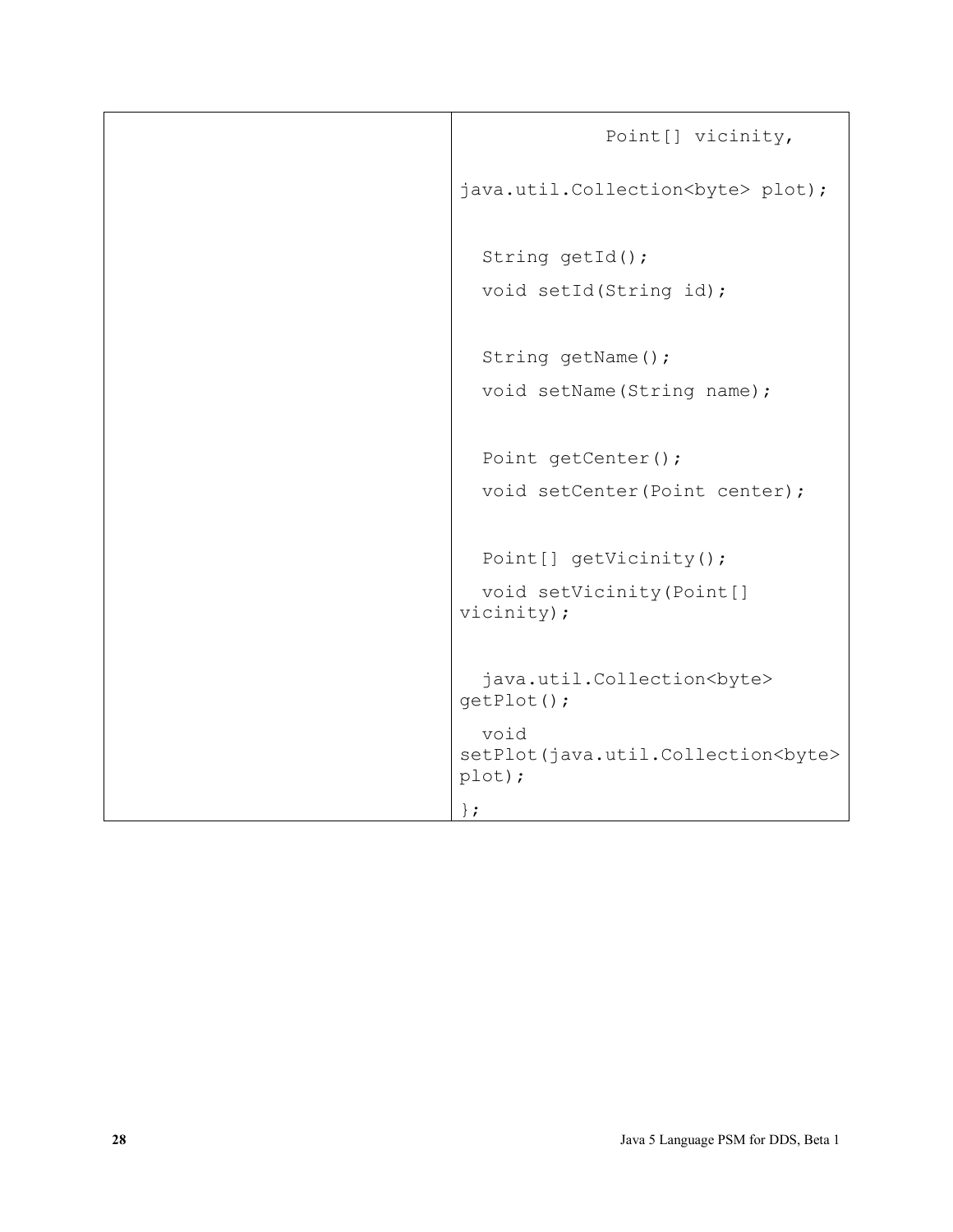| | |
|---|---|
| | ```<br>            Point[] vicinity,<br><br>java.util.Collection<byte> plot);<br><br>  String getId();<br>  void setId(String id);<br><br>  String getName();<br>  void setName(String name);<br><br>  Point getCenter();<br>  void setCenter(Point center);<br><br>  Point[] getVicinity();<br>  void setVicinity(Point[] vicinity);<br><br>  java.util.Collection<byte> getPlot();<br>  void setPlot(java.util.Collection<byte> plot);<br>};<br>``` |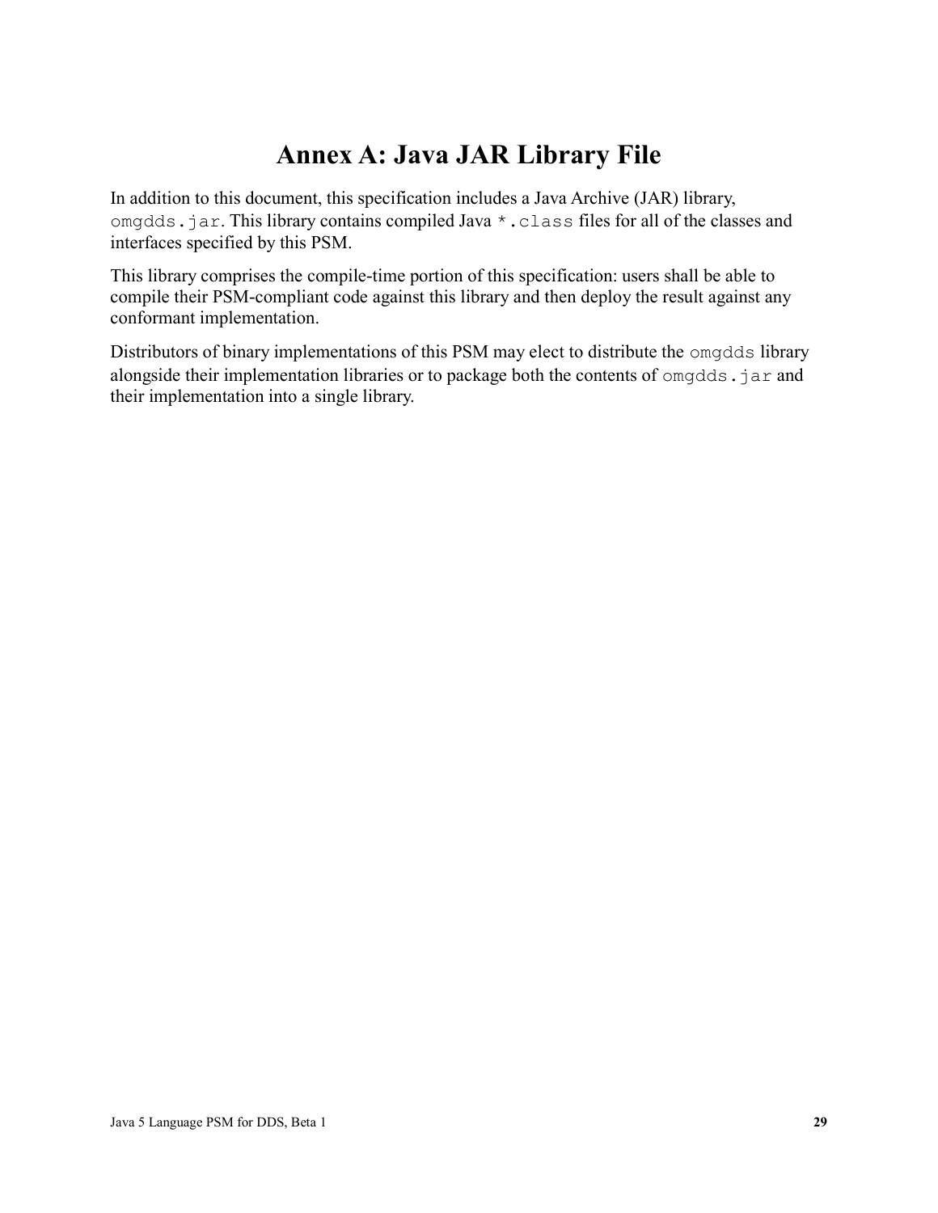# Annex A: Java JAR Library File

In addition to this document, this specification includes a Java Archive (JAR) library, `omgdds.jar`. This library contains compiled Java `*.class` files for all of the classes and interfaces specified by this PSM.

This library comprises the compile-time portion of this specification: users shall be able to compile their PSM-compliant code against this library and then deploy the result against any conformant implementation.

Distributors of binary implementations of this PSM may elect to distribute the `omgdds` library alongside their implementation libraries or to package both the contents of `omgdds.jar` and their implementation into a single library.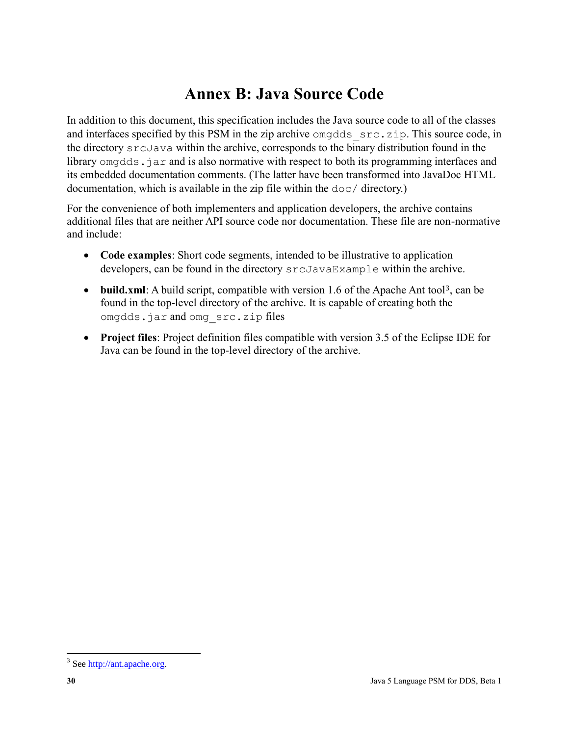# Annex B: Java Source Code

In addition to this document, this specification includes the Java source code to all of the classes and interfaces specified by this PSM in the zip archive `omgdds_src.zip`. This source code, in the directory `srcJava` within the archive, corresponds to the binary distribution found in the library `omgdds.jar` and is also normative with respect to both its programming interfaces and its embedded documentation comments. (The latter have been transformed into JavaDoc HTML documentation, which is available in the zip file within the `doc/` directory.)

For the convenience of both implementers and application developers, the archive contains additional files that are neither API source code nor documentation. These file are non-normative and include:

- **Code examples**: Short code segments, intended to be illustrative to application developers, can be found in the directory `srcJavaExample` within the archive.
- **build.xml**: A build script, compatible with version 1.6 of the Apache Ant tool[3], can be found in the top-level directory of the archive. It is capable of creating both the `omgdds.jar` and `omg_src.zip` files
- **Project files**: Project definition files compatible with version 3.5 of the Eclipse IDE for Java can be found in the top-level directory of the archive.

[3] See http://ant.apache.org.